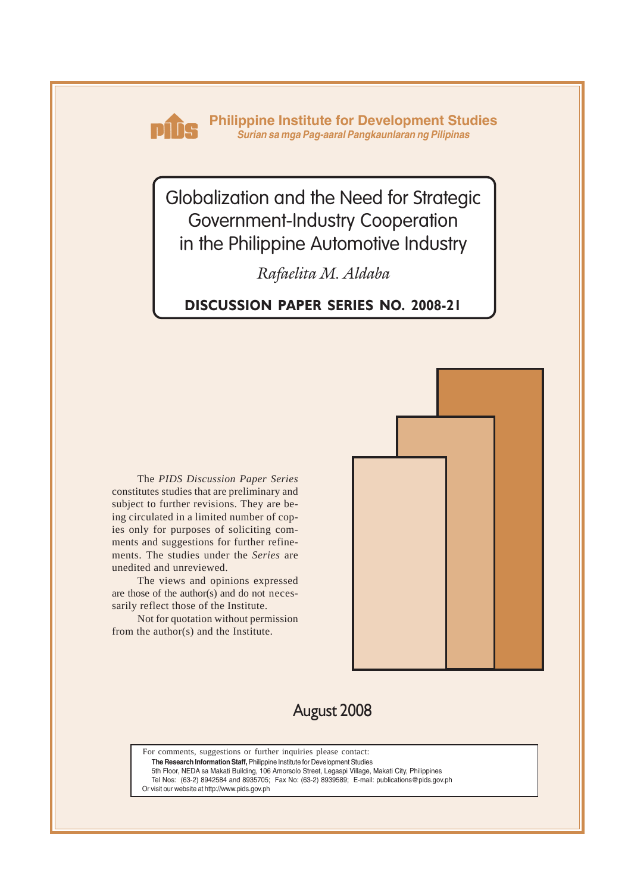**Philippine Institute for Development Studies**
*Surian sa mga Pag-aaral Pangkaunlaran ng Pilipinas*

# Globalization and the Need for Strategic Government-Industry Cooperation in the Philippine Automotive Industry

*Rafaelita M. Aldaba*

**DISCUSSION PAPER SERIES NO. 2008-21**

The *PIDS Discussion Paper Series* constitutes studies that are preliminary and subject to further revisions. They are being circulated in a limited number of copies only for purposes of soliciting comments and suggestions for further refinements. The studies under the *Series* are unedited and unreviewed.

The views and opinions expressed are those of the author(s) and do not necessarily reflect those of the Institute.

Not for quotation without permission from the author(s) and the Institute.

August 2008

For comments, suggestions or further inquiries please contact:
**The Research Information Staff,** Philippine Institute for Development Studies
5th Floor, NEDA sa Makati Building, 106 Amorsolo Street, Legaspi Village, Makati City, Philippines
Tel Nos: (63-2) 8942584 and 8935705; Fax No: (63-2) 8939589; E-mail: publications@pids.gov.ph
Or visit our website at http://www.pids.gov.ph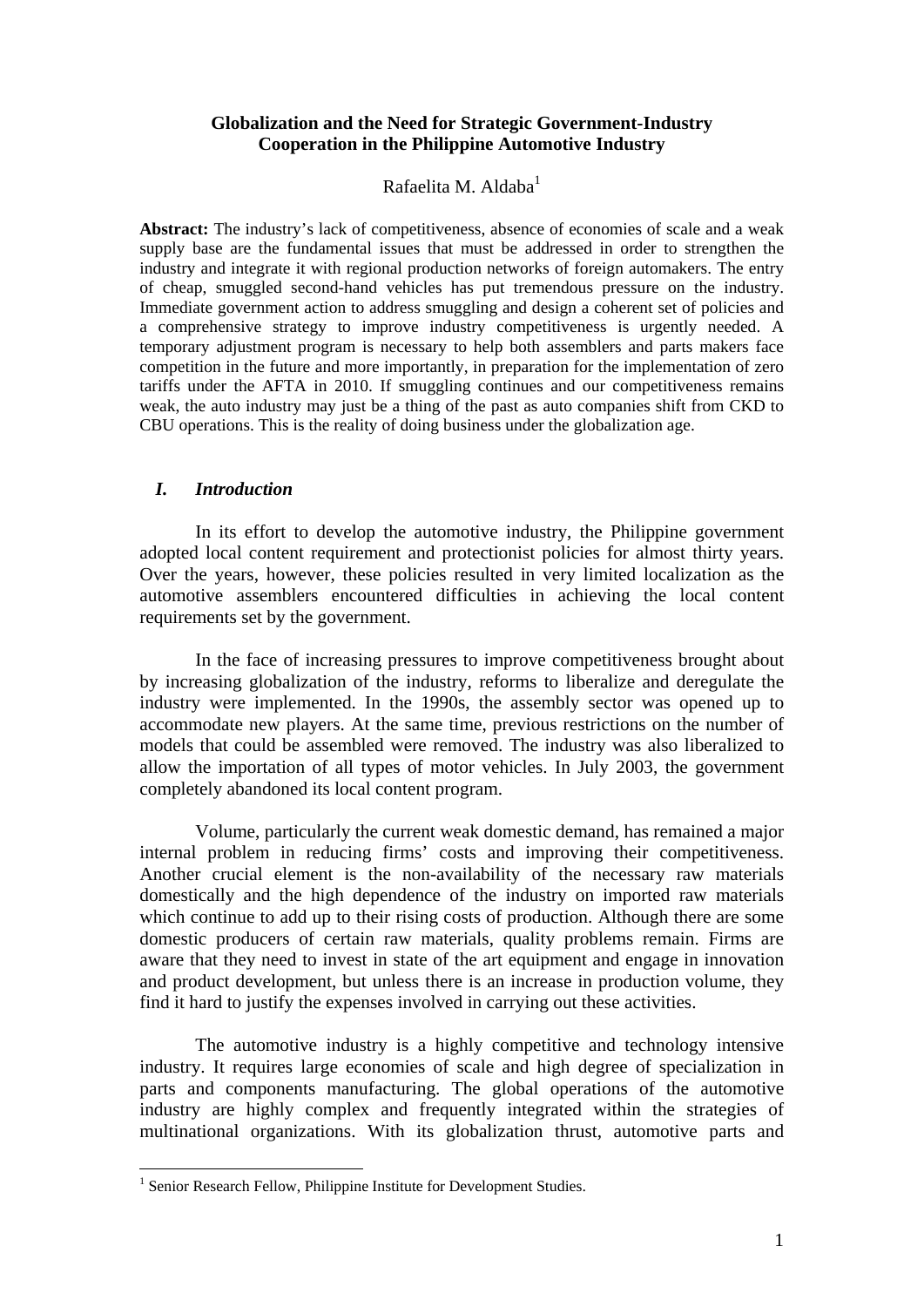# Globalization and the Need for Strategic Government-Industry Cooperation in the Philippine Automotive Industry

Rafaelita M. Aldaba[1]

**Abstract:** The industry's lack of competitiveness, absence of economies of scale and a weak supply base are the fundamental issues that must be addressed in order to strengthen the industry and integrate it with regional production networks of foreign automakers. The entry of cheap, smuggled second-hand vehicles has put tremendous pressure on the industry. Immediate government action to address smuggling and design a coherent set of policies and a comprehensive strategy to improve industry competitiveness is urgently needed. A temporary adjustment program is necessary to help both assemblers and parts makers face competition in the future and more importantly, in preparation for the implementation of zero tariffs under the AFTA in 2010. If smuggling continues and our competitiveness remains weak, the auto industry may just be a thing of the past as auto companies shift from CKD to CBU operations. This is the reality of doing business under the globalization age.

## *I. Introduction*

In its effort to develop the automotive industry, the Philippine government adopted local content requirement and protectionist policies for almost thirty years. Over the years, however, these policies resulted in very limited localization as the automotive assemblers encountered difficulties in achieving the local content requirements set by the government.

In the face of increasing pressures to improve competitiveness brought about by increasing globalization of the industry, reforms to liberalize and deregulate the industry were implemented. In the 1990s, the assembly sector was opened up to accommodate new players. At the same time, previous restrictions on the number of models that could be assembled were removed. The industry was also liberalized to allow the importation of all types of motor vehicles. In July 2003, the government completely abandoned its local content program.

Volume, particularly the current weak domestic demand, has remained a major internal problem in reducing firms' costs and improving their competitiveness. Another crucial element is the non-availability of the necessary raw materials domestically and the high dependence of the industry on imported raw materials which continue to add up to their rising costs of production. Although there are some domestic producers of certain raw materials, quality problems remain. Firms are aware that they need to invest in state of the art equipment and engage in innovation and product development, but unless there is an increase in production volume, they find it hard to justify the expenses involved in carrying out these activities.

The automotive industry is a highly competitive and technology intensive industry. It requires large economies of scale and high degree of specialization in parts and components manufacturing. The global operations of the automotive industry are highly complex and frequently integrated within the strategies of multinational organizations. With its globalization thrust, automotive parts and

[1] Senior Research Fellow, Philippine Institute for Development Studies.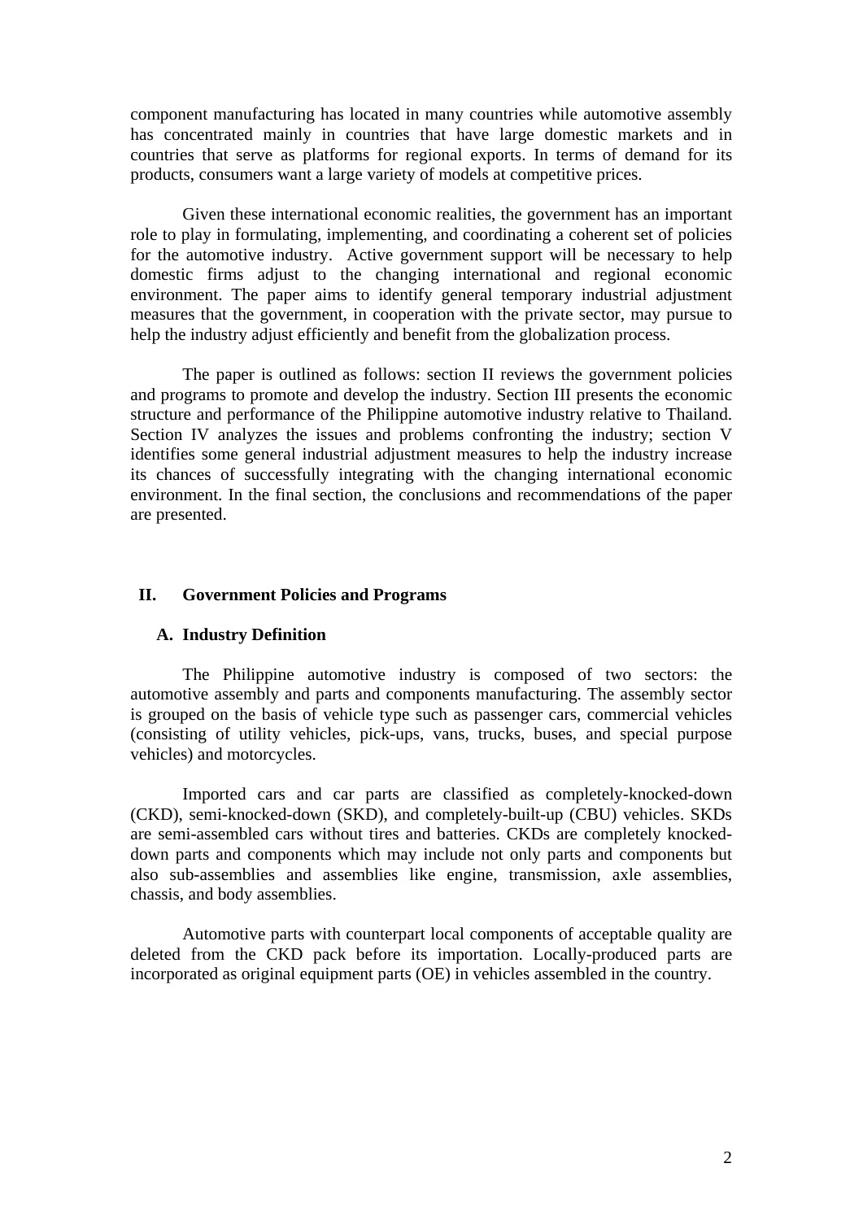component manufacturing has located in many countries while automotive assembly has concentrated mainly in countries that have large domestic markets and in countries that serve as platforms for regional exports. In terms of demand for its products, consumers want a large variety of models at competitive prices.

Given these international economic realities, the government has an important role to play in formulating, implementing, and coordinating a coherent set of policies for the automotive industry. Active government support will be necessary to help domestic firms adjust to the changing international and regional economic environment. The paper aims to identify general temporary industrial adjustment measures that the government, in cooperation with the private sector, may pursue to help the industry adjust efficiently and benefit from the globalization process.

The paper is outlined as follows: section II reviews the government policies and programs to promote and develop the industry. Section III presents the economic structure and performance of the Philippine automotive industry relative to Thailand. Section IV analyzes the issues and problems confronting the industry; section V identifies some general industrial adjustment measures to help the industry increase its chances of successfully integrating with the changing international economic environment. In the final section, the conclusions and recommendations of the paper are presented.

## II. Government Policies and Programs

### A. Industry Definition

The Philippine automotive industry is composed of two sectors: the automotive assembly and parts and components manufacturing. The assembly sector is grouped on the basis of vehicle type such as passenger cars, commercial vehicles (consisting of utility vehicles, pick-ups, vans, trucks, buses, and special purpose vehicles) and motorcycles.

Imported cars and car parts are classified as completely-knocked-down (CKD), semi-knocked-down (SKD), and completely-built-up (CBU) vehicles. SKDs are semi-assembled cars without tires and batteries. CKDs are completely knocked-down parts and components which may include not only parts and components but also sub-assemblies and assemblies like engine, transmission, axle assemblies, chassis, and body assemblies.

Automotive parts with counterpart local components of acceptable quality are deleted from the CKD pack before its importation. Locally-produced parts are incorporated as original equipment parts (OE) in vehicles assembled in the country.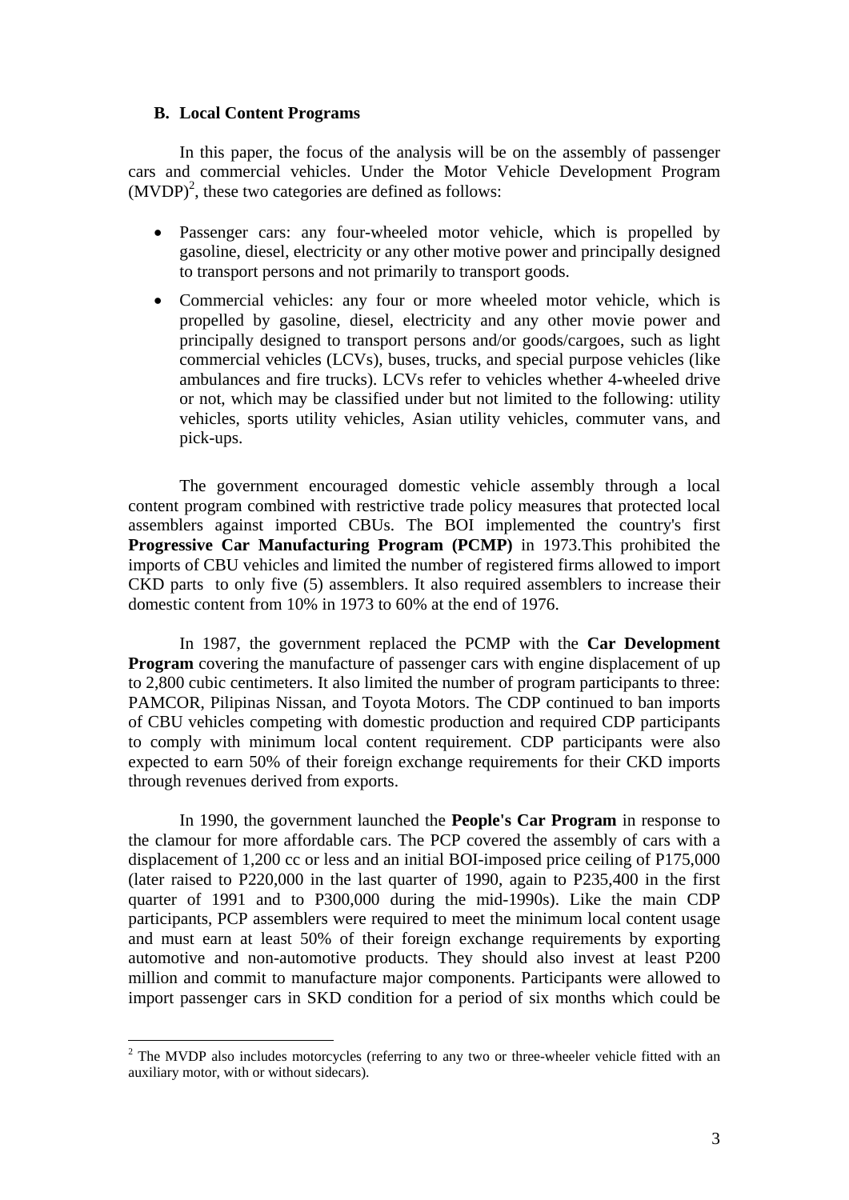### B. Local Content Programs

In this paper, the focus of the analysis will be on the assembly of passenger cars and commercial vehicles. Under the Motor Vehicle Development Program (MVDP)[2], these two categories are defined as follows:

- Passenger cars: any four-wheeled motor vehicle, which is propelled by gasoline, diesel, electricity or any other motive power and principally designed to transport persons and not primarily to transport goods.
- Commercial vehicles: any four or more wheeled motor vehicle, which is propelled by gasoline, diesel, electricity and any other movie power and principally designed to transport persons and/or goods/cargoes, such as light commercial vehicles (LCVs), buses, trucks, and special purpose vehicles (like ambulances and fire trucks). LCVs refer to vehicles whether 4-wheeled drive or not, which may be classified under but not limited to the following: utility vehicles, sports utility vehicles, Asian utility vehicles, commuter vans, and pick-ups.

The government encouraged domestic vehicle assembly through a local content program combined with restrictive trade policy measures that protected local assemblers against imported CBUs. The BOI implemented the country's first **Progressive Car Manufacturing Program (PCMP)** in 1973.This prohibited the imports of CBU vehicles and limited the number of registered firms allowed to import CKD parts to only five (5) assemblers. It also required assemblers to increase their domestic content from 10% in 1973 to 60% at the end of 1976.

In 1987, the government replaced the PCMP with the **Car Development Program** covering the manufacture of passenger cars with engine displacement of up to 2,800 cubic centimeters. It also limited the number of program participants to three: PAMCOR, Pilipinas Nissan, and Toyota Motors. The CDP continued to ban imports of CBU vehicles competing with domestic production and required CDP participants to comply with minimum local content requirement. CDP participants were also expected to earn 50% of their foreign exchange requirements for their CKD imports through revenues derived from exports.

In 1990, the government launched the **People's Car Program** in response to the clamour for more affordable cars. The PCP covered the assembly of cars with a displacement of 1,200 cc or less and an initial BOI-imposed price ceiling of P175,000 (later raised to P220,000 in the last quarter of 1990, again to P235,400 in the first quarter of 1991 and to P300,000 during the mid-1990s). Like the main CDP participants, PCP assemblers were required to meet the minimum local content usage and must earn at least 50% of their foreign exchange requirements by exporting automotive and non-automotive products. They should also invest at least P200 million and commit to manufacture major components. Participants were allowed to import passenger cars in SKD condition for a period of six months which could be

[2] The MVDP also includes motorcycles (referring to any two or three-wheeler vehicle fitted with an auxiliary motor, with or without sidecars).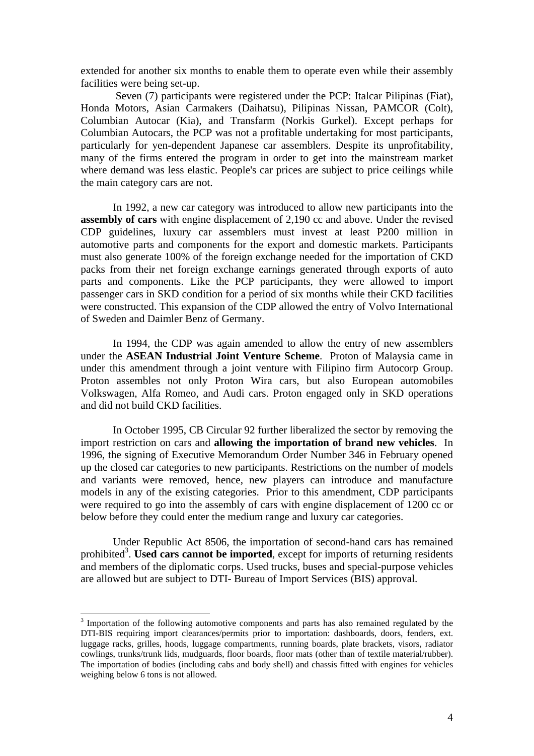extended for another six months to enable them to operate even while their assembly facilities were being set-up.

Seven (7) participants were registered under the PCP: Italcar Pilipinas (Fiat), Honda Motors, Asian Carmakers (Daihatsu), Pilipinas Nissan, PAMCOR (Colt), Columbian Autocar (Kia), and Transfarm (Norkis Gurkel). Except perhaps for Columbian Autocars, the PCP was not a profitable undertaking for most participants, particularly for yen-dependent Japanese car assemblers. Despite its unprofitability, many of the firms entered the program in order to get into the mainstream market where demand was less elastic. People's car prices are subject to price ceilings while the main category cars are not.

In 1992, a new car category was introduced to allow new participants into the **assembly of cars** with engine displacement of 2,190 cc and above. Under the revised CDP guidelines, luxury car assemblers must invest at least P200 million in automotive parts and components for the export and domestic markets. Participants must also generate 100% of the foreign exchange needed for the importation of CKD packs from their net foreign exchange earnings generated through exports of auto parts and components. Like the PCP participants, they were allowed to import passenger cars in SKD condition for a period of six months while their CKD facilities were constructed. This expansion of the CDP allowed the entry of Volvo International of Sweden and Daimler Benz of Germany.

In 1994, the CDP was again amended to allow the entry of new assemblers under the **ASEAN Industrial Joint Venture Scheme**. Proton of Malaysia came in under this amendment through a joint venture with Filipino firm Autocorp Group. Proton assembles not only Proton Wira cars, but also European automobiles Volkswagen, Alfa Romeo, and Audi cars. Proton engaged only in SKD operations and did not build CKD facilities.

In October 1995, CB Circular 92 further liberalized the sector by removing the import restriction on cars and **allowing the importation of brand new vehicles**. In 1996, the signing of Executive Memorandum Order Number 346 in February opened up the closed car categories to new participants. Restrictions on the number of models and variants were removed, hence, new players can introduce and manufacture models in any of the existing categories. Prior to this amendment, CDP participants were required to go into the assembly of cars with engine displacement of 1200 cc or below before they could enter the medium range and luxury car categories.

Under Republic Act 8506, the importation of second-hand cars has remained prohibited[3]. **Used cars cannot be imported**, except for imports of returning residents and members of the diplomatic corps. Used trucks, buses and special-purpose vehicles are allowed but are subject to DTI- Bureau of Import Services (BIS) approval.

---

[3] Importation of the following automotive components and parts has also remained regulated by the DTI-BIS requiring import clearances/permits prior to importation: dashboards, doors, fenders, ext. luggage racks, grilles, hoods, luggage compartments, running boards, plate brackets, visors, radiator cowlings, trunks/trunk lids, mudguards, floor boards, floor mats (other than of textile material/rubber). The importation of bodies (including cabs and body shell) and chassis fitted with engines for vehicles weighing below 6 tons is not allowed.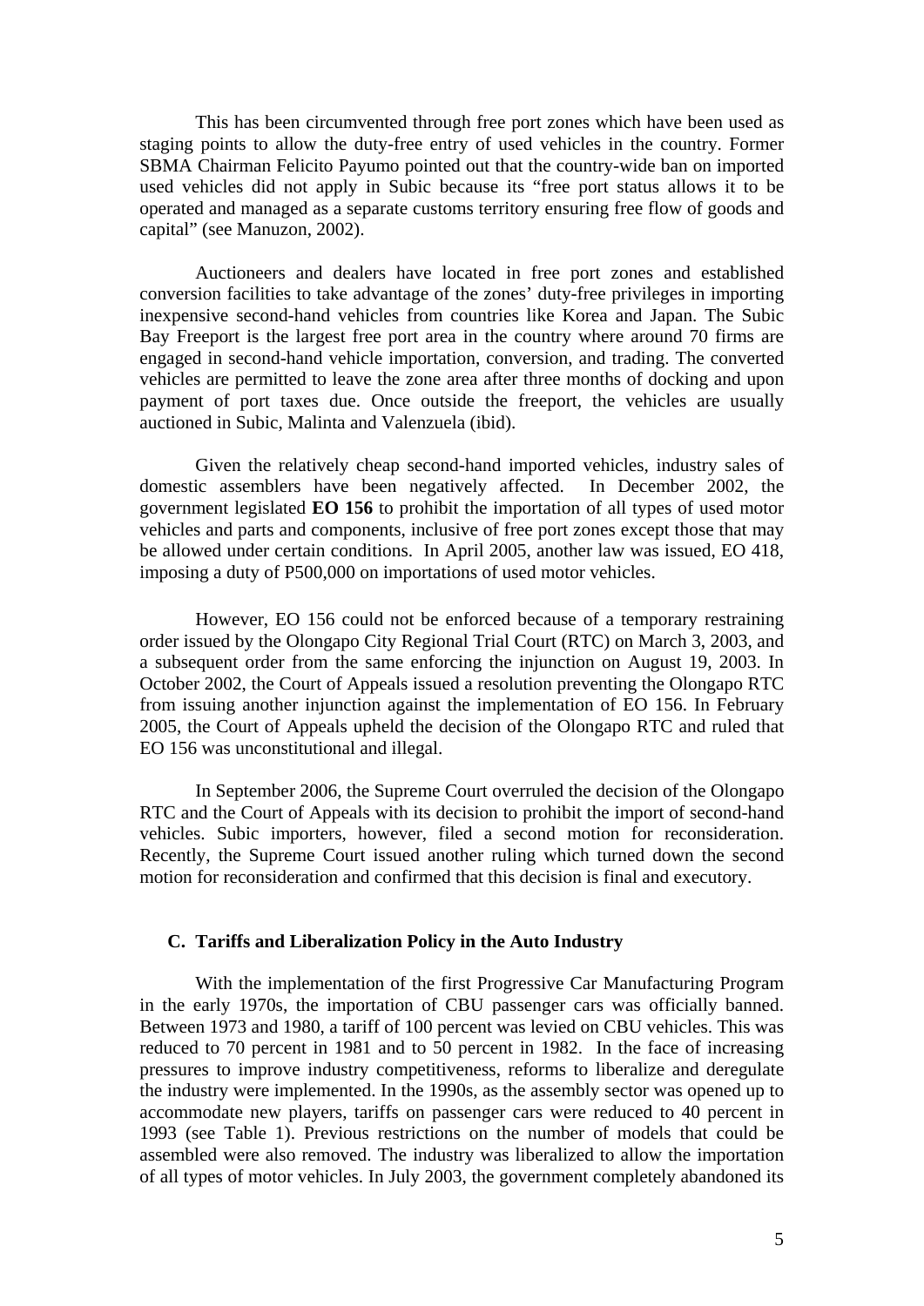This has been circumvented through free port zones which have been used as staging points to allow the duty-free entry of used vehicles in the country. Former SBMA Chairman Felicito Payumo pointed out that the country-wide ban on imported used vehicles did not apply in Subic because its "free port status allows it to be operated and managed as a separate customs territory ensuring free flow of goods and capital" (see Manuzon, 2002).

Auctioneers and dealers have located in free port zones and established conversion facilities to take advantage of the zones' duty-free privileges in importing inexpensive second-hand vehicles from countries like Korea and Japan. The Subic Bay Freeport is the largest free port area in the country where around 70 firms are engaged in second-hand vehicle importation, conversion, and trading. The converted vehicles are permitted to leave the zone area after three months of docking and upon payment of port taxes due. Once outside the freeport, the vehicles are usually auctioned in Subic, Malinta and Valenzuela (ibid).

Given the relatively cheap second-hand imported vehicles, industry sales of domestic assemblers have been negatively affected. In December 2002, the government legislated **EO 156** to prohibit the importation of all types of used motor vehicles and parts and components, inclusive of free port zones except those that may be allowed under certain conditions. In April 2005, another law was issued, EO 418, imposing a duty of P500,000 on importations of used motor vehicles.

However, EO 156 could not be enforced because of a temporary restraining order issued by the Olongapo City Regional Trial Court (RTC) on March 3, 2003, and a subsequent order from the same enforcing the injunction on August 19, 2003. In October 2002, the Court of Appeals issued a resolution preventing the Olongapo RTC from issuing another injunction against the implementation of EO 156. In February 2005, the Court of Appeals upheld the decision of the Olongapo RTC and ruled that EO 156 was unconstitutional and illegal.

In September 2006, the Supreme Court overruled the decision of the Olongapo RTC and the Court of Appeals with its decision to prohibit the import of second-hand vehicles. Subic importers, however, filed a second motion for reconsideration. Recently, the Supreme Court issued another ruling which turned down the second motion for reconsideration and confirmed that this decision is final and executory.

### C. Tariffs and Liberalization Policy in the Auto Industry

With the implementation of the first Progressive Car Manufacturing Program in the early 1970s, the importation of CBU passenger cars was officially banned. Between 1973 and 1980, a tariff of 100 percent was levied on CBU vehicles. This was reduced to 70 percent in 1981 and to 50 percent in 1982. In the face of increasing pressures to improve industry competitiveness, reforms to liberalize and deregulate the industry were implemented. In the 1990s, as the assembly sector was opened up to accommodate new players, tariffs on passenger cars were reduced to 40 percent in 1993 (see Table 1). Previous restrictions on the number of models that could be assembled were also removed. The industry was liberalized to allow the importation of all types of motor vehicles. In July 2003, the government completely abandoned its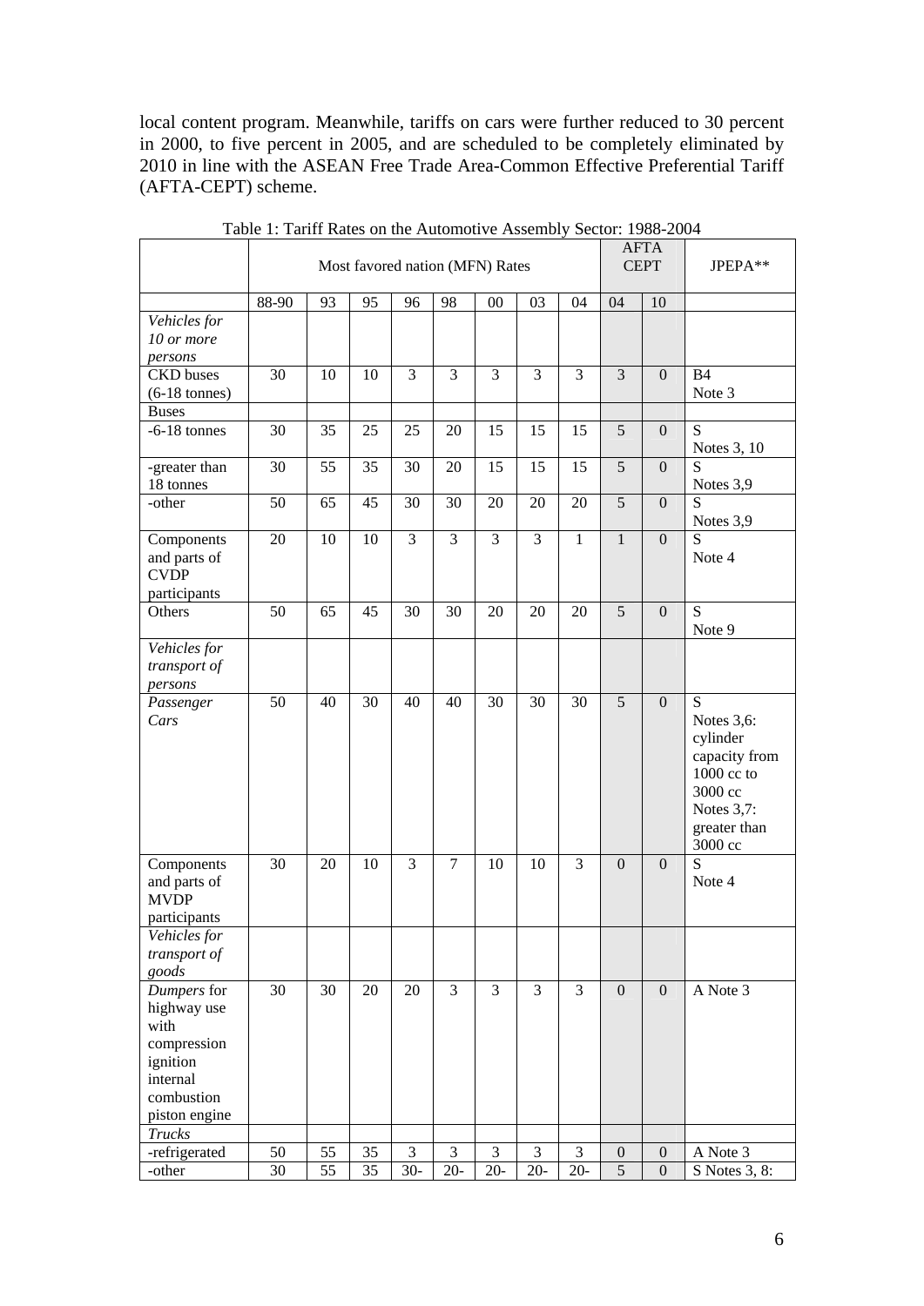local content program. Meanwhile, tariffs on cars were further reduced to 30 percent in 2000, to five percent in 2005, and are scheduled to be completely eliminated by 2010 in line with the ASEAN Free Trade Area-Common Effective Preferential Tariff (AFTA-CEPT) scheme.

Table 1: Tariff Rates on the Automotive Assembly Sector: 1988-2004

| | Most favored nation (MFN) Rates | | | | | | | | AFTA CEPT | | JPEPA** |
|---|---|---|---|---|---|---|---|---|---|---|---|
| | 88-90 | 93 | 95 | 96 | 98 | 00 | 03 | 04 | 04 | 10 | |
| *Vehicles for 10 or more persons* | | | | | | | | | | | |
| CKD buses (6-18 tonnes) | 30 | 10 | 10 | 3 | 3 | 3 | 3 | 3 | 3 | 0 | B4 Note 3 |
| Buses | | | | | | | | | | | |
| -6-18 tonnes | 30 | 35 | 25 | 25 | 20 | 15 | 15 | 15 | 5 | 0 | S Notes 3, 10 |
| -greater than 18 tonnes | 30 | 55 | 35 | 30 | 20 | 15 | 15 | 15 | 5 | 0 | S Notes 3,9 |
| -other | 50 | 65 | 45 | 30 | 30 | 20 | 20 | 20 | 5 | 0 | S Notes 3,9 |
| Components and parts of CVDP participants | 20 | 10 | 10 | 3 | 3 | 3 | 3 | 1 | 1 | 0 | S Note 4 |
| Others | 50 | 65 | 45 | 30 | 30 | 20 | 20 | 20 | 5 | 0 | S Note 9 |
| *Vehicles for transport of persons* | | | | | | | | | | | |
| *Passenger Cars* | 50 | 40 | 30 | 40 | 40 | 30 | 30 | 30 | 5 | 0 | S Notes 3,6: cylinder capacity from 1000 cc to 3000 cc Notes 3,7: greater than 3000 cc |
| Components and parts of MVDP participants | 30 | 20 | 10 | 3 | 7 | 10 | 10 | 3 | 0 | 0 | S Note 4 |
| *Vehicles for transport of goods* | | | | | | | | | | | |
| *Dumpers* for highway use with compression ignition internal combustion piston engine | 30 | 30 | 20 | 20 | 3 | 3 | 3 | 3 | 0 | 0 | A Note 3 |
| *Trucks* | | | | | | | | | | | |
| -refrigerated | 50 | 55 | 35 | 3 | 3 | 3 | 3 | 3 | 0 | 0 | A Note 3 |
| -other | 30 | 55 | 35 | 30- | 20- | 20- | 20- | 20- | 5 | 0 | S Notes 3, 8: |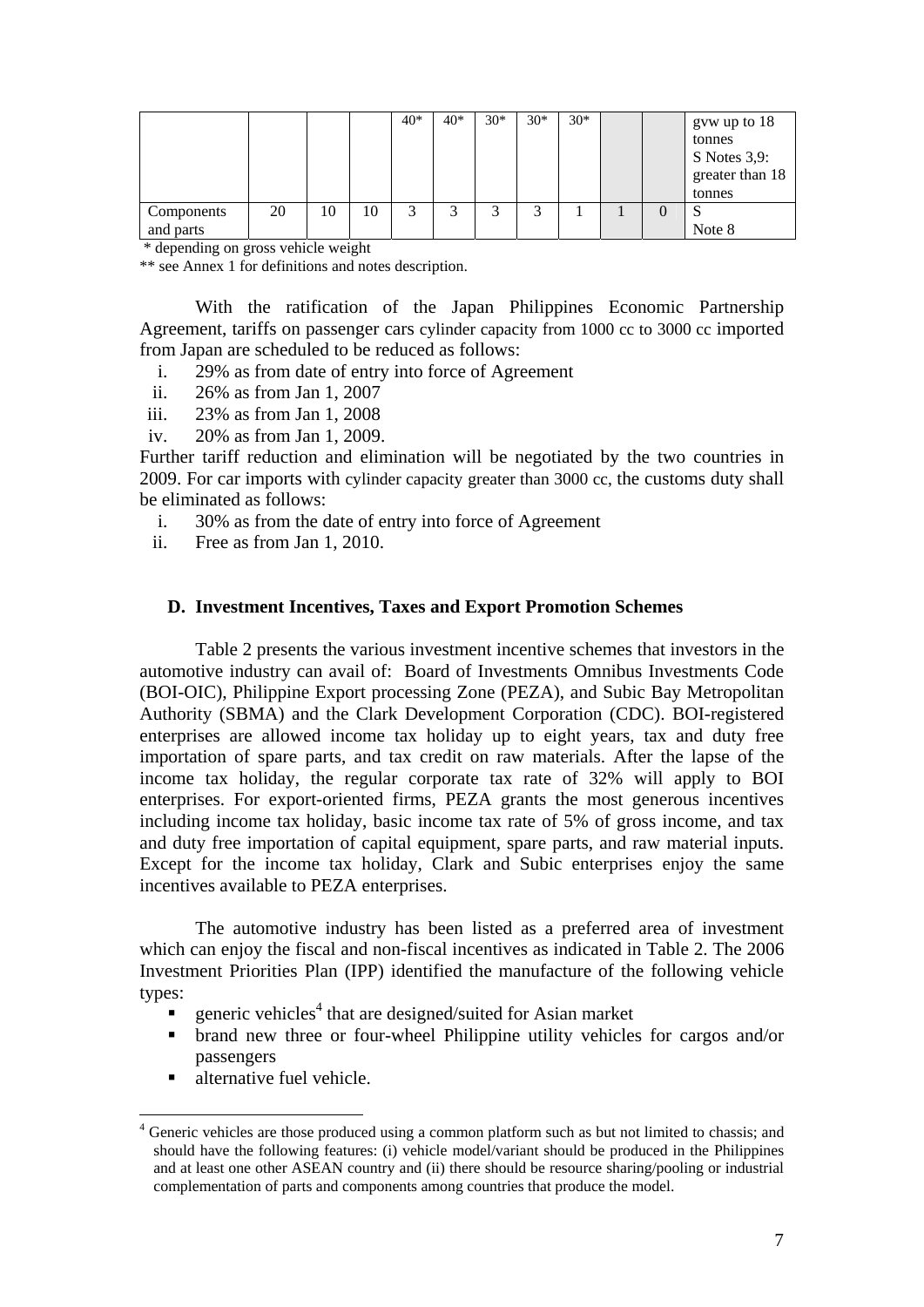| | | | | | | | | | | | |
|---|---|---|---|---|---|---|---|---|---|---|---|
| | | | | 40* | 40* | 30* | 30* | 30* | | | gvw up to 18 tonnes S Notes 3,9: greater than 18 tonnes |
| Components and parts | 20 | 10 | 10 | 3 | 3 | 3 | 3 | 1 | 1 | 0 | S Note 8 |

\* depending on gross vehicle weight

\*\* see Annex 1 for definitions and notes description.

With the ratification of the Japan Philippines Economic Partnership Agreement, tariffs on passenger cars cylinder capacity from 1000 cc to 3000 cc imported from Japan are scheduled to be reduced as follows:

i. 29% as from date of entry into force of Agreement
ii. 26% as from Jan 1, 2007
iii. 23% as from Jan 1, 2008
iv. 20% as from Jan 1, 2009.

Further tariff reduction and elimination will be negotiated by the two countries in 2009. For car imports with cylinder capacity greater than 3000 cc, the customs duty shall be eliminated as follows:

i. 30% as from the date of entry into force of Agreement
ii. Free as from Jan 1, 2010.

### D. Investment Incentives, Taxes and Export Promotion Schemes

Table 2 presents the various investment incentive schemes that investors in the automotive industry can avail of: Board of Investments Omnibus Investments Code (BOI-OIC), Philippine Export processing Zone (PEZA), and Subic Bay Metropolitan Authority (SBMA) and the Clark Development Corporation (CDC). BOI-registered enterprises are allowed income tax holiday up to eight years, tax and duty free importation of spare parts, and tax credit on raw materials. After the lapse of the income tax holiday, the regular corporate tax rate of 32% will apply to BOI enterprises. For export-oriented firms, PEZA grants the most generous incentives including income tax holiday, basic income tax rate of 5% of gross income, and tax and duty free importation of capital equipment, spare parts, and raw material inputs. Except for the income tax holiday, Clark and Subic enterprises enjoy the same incentives available to PEZA enterprises.

The automotive industry has been listed as a preferred area of investment which can enjoy the fiscal and non-fiscal incentives as indicated in Table 2. The 2006 Investment Priorities Plan (IPP) identified the manufacture of the following vehicle types:

- generic vehicles[4] that are designed/suited for Asian market
- brand new three or four-wheel Philippine utility vehicles for cargos and/or passengers
- alternative fuel vehicle.

[4] Generic vehicles are those produced using a common platform such as but not limited to chassis; and should have the following features: (i) vehicle model/variant should be produced in the Philippines and at least one other ASEAN country and (ii) there should be resource sharing/pooling or industrial complementation of parts and components among countries that produce the model.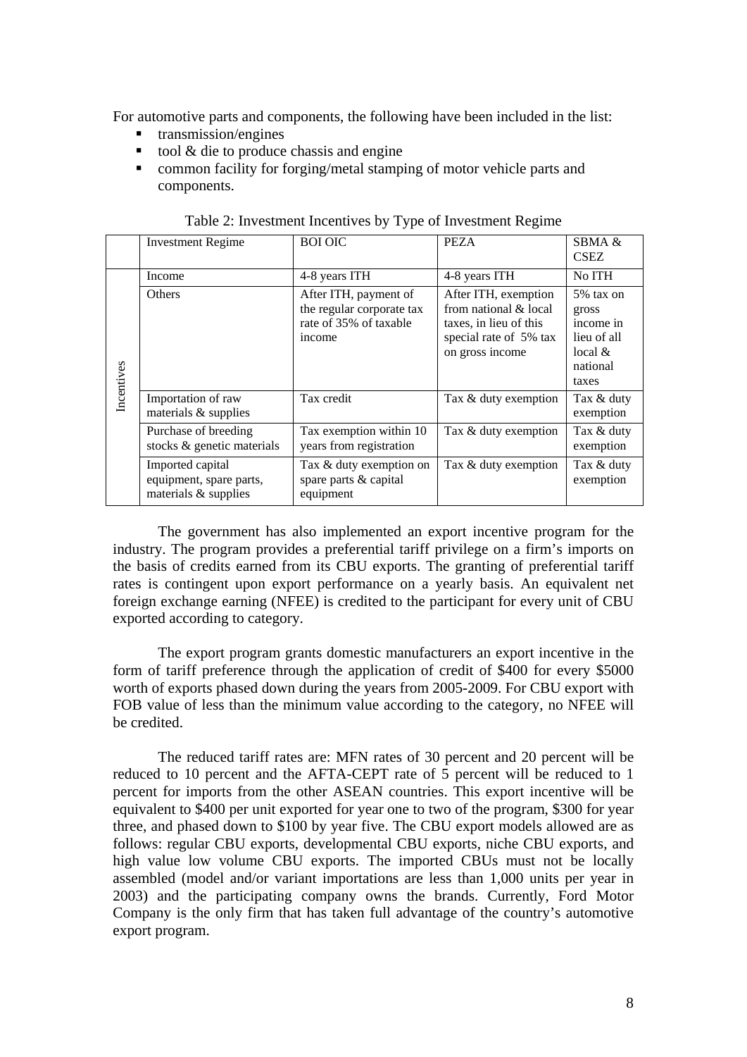For automotive parts and components, the following have been included in the list:

- transmission/engines
- tool & die to produce chassis and engine
- common facility for forging/metal stamping of motor vehicle parts and components.

Table 2: Investment Incentives by Type of Investment Regime

| | Investment Regime | BOI OIC | PEZA | SBMA & CSEZ |
|---|---|---|---|---|
| Incentives | Income | 4-8 years ITH | 4-8 years ITH | No ITH |
| | Others | After ITH, payment of the regular corporate tax rate of 35% of taxable income | After ITH, exemption from national & local taxes, in lieu of this special rate of 5% tax on gross income | 5% tax on gross income in lieu of all local & national taxes |
| | Importation of raw materials & supplies | Tax credit | Tax & duty exemption | Tax & duty exemption |
| | Purchase of breeding stocks & genetic materials | Tax exemption within 10 years from registration | Tax & duty exemption | Tax & duty exemption |
| | Imported capital equipment, spare parts, materials & supplies | Tax & duty exemption on spare parts & capital equipment | Tax & duty exemption | Tax & duty exemption |

The government has also implemented an export incentive program for the industry. The program provides a preferential tariff privilege on a firm's imports on the basis of credits earned from its CBU exports. The granting of preferential tariff rates is contingent upon export performance on a yearly basis. An equivalent net foreign exchange earning (NFEE) is credited to the participant for every unit of CBU exported according to category.

The export program grants domestic manufacturers an export incentive in the form of tariff preference through the application of credit of $400 for every $5000 worth of exports phased down during the years from 2005-2009. For CBU export with FOB value of less than the minimum value according to the category, no NFEE will be credited.

The reduced tariff rates are: MFN rates of 30 percent and 20 percent will be reduced to 10 percent and the AFTA-CEPT rate of 5 percent will be reduced to 1 percent for imports from the other ASEAN countries. This export incentive will be equivalent to $400 per unit exported for year one to two of the program, $300 for year three, and phased down to $100 by year five. The CBU export models allowed are as follows: regular CBU exports, developmental CBU exports, niche CBU exports, and high value low volume CBU exports. The imported CBUs must not be locally assembled (model and/or variant importations are less than 1,000 units per year in 2003) and the participating company owns the brands. Currently, Ford Motor Company is the only firm that has taken full advantage of the country's automotive export program.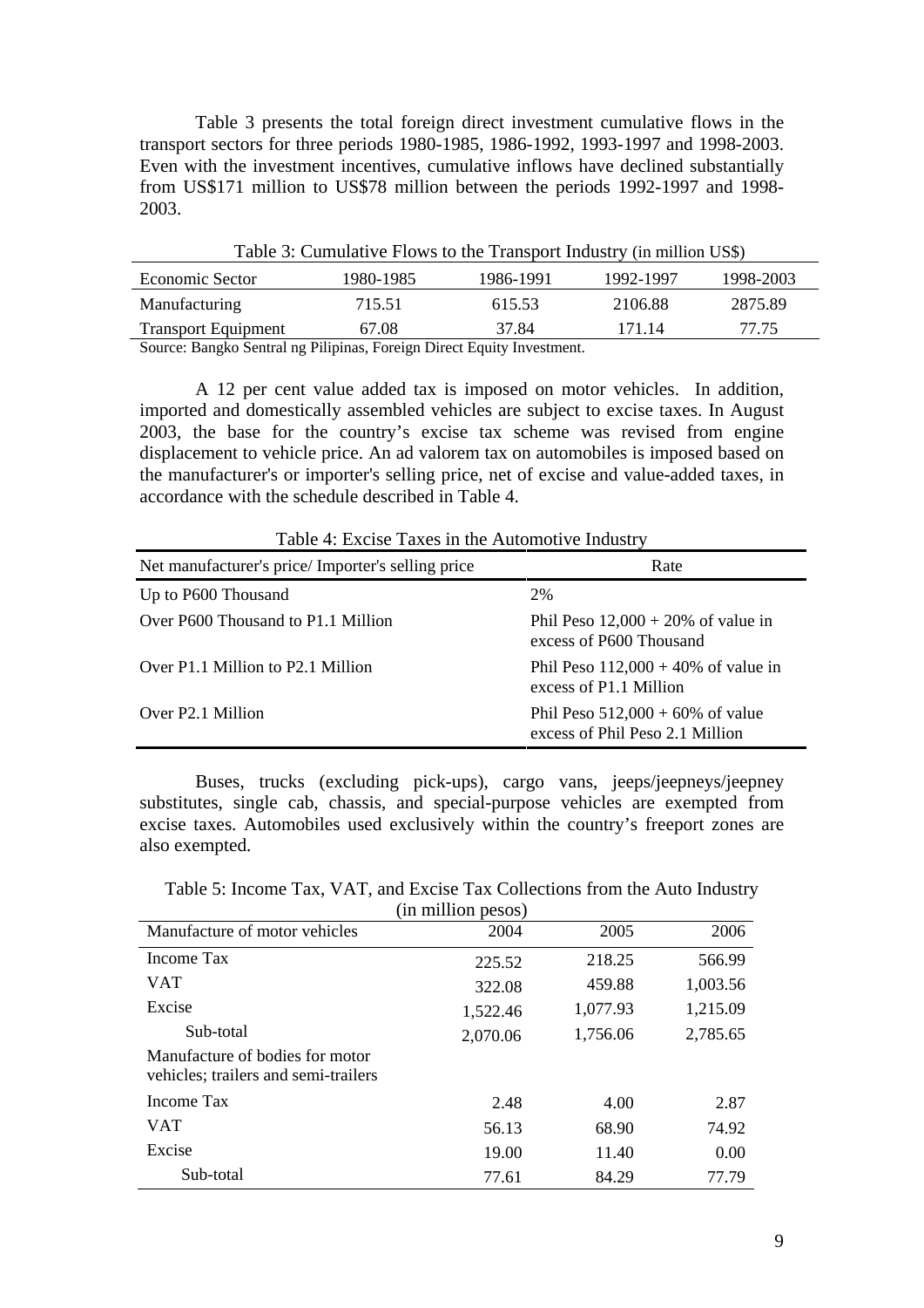Table 3 presents the total foreign direct investment cumulative flows in the transport sectors for three periods 1980-1985, 1986-1992, 1993-1997 and 1998-2003. Even with the investment incentives, cumulative inflows have declined substantially from US$171 million to US$78 million between the periods 1992-1997 and 1998-2003.

Table 3: Cumulative Flows to the Transport Industry (in million US$)

| Economic Sector | 1980-1985 | 1986-1991 | 1992-1997 | 1998-2003 |
|---|---|---|---|---|
| Manufacturing | 715.51 | 615.53 | 2106.88 | 2875.89 |
| Transport Equipment | 67.08 | 37.84 | 171.14 | 77.75 |

Source: Bangko Sentral ng Pilipinas, Foreign Direct Equity Investment.

A 12 per cent value added tax is imposed on motor vehicles. In addition, imported and domestically assembled vehicles are subject to excise taxes. In August 2003, the base for the country's excise tax scheme was revised from engine displacement to vehicle price. An ad valorem tax on automobiles is imposed based on the manufacturer's or importer's selling price, net of excise and value-added taxes, in accordance with the schedule described in Table 4.

Table 4: Excise Taxes in the Automotive Industry

| Net manufacturer's price/ Importer's selling price | Rate |
|---|---|
| Up to P600 Thousand | 2% |
| Over P600 Thousand to P1.1 Million | Phil Peso 12,000 + 20% of value in excess of P600 Thousand |
| Over P1.1 Million to P2.1 Million | Phil Peso 112,000 + 40% of value in excess of P1.1 Million |
| Over P2.1 Million | Phil Peso 512,000 + 60% of value excess of Phil Peso 2.1 Million |

Buses, trucks (excluding pick-ups), cargo vans, jeeps/jeepneys/jeepney substitutes, single cab, chassis, and special-purpose vehicles are exempted from excise taxes. Automobiles used exclusively within the country's freeport zones are also exempted.

Table 5: Income Tax, VAT, and Excise Tax Collections from the Auto Industry (in million pesos)

| Manufacture of motor vehicles | 2004 | 2005 | 2006 |
|---|---|---|---|
| Income Tax | 225.52 | 218.25 | 566.99 |
| VAT | 322.08 | 459.88 | 1,003.56 |
| Excise | 1,522.46 | 1,077.93 | 1,215.09 |
| Sub-total | 2,070.06 | 1,756.06 | 2,785.65 |
| Manufacture of bodies for motor vehicles; trailers and semi-trailers | | | |
| Income Tax | 2.48 | 4.00 | 2.87 |
| VAT | 56.13 | 68.90 | 74.92 |
| Excise | 19.00 | 11.40 | 0.00 |
| Sub-total | 77.61 | 84.29 | 77.79 |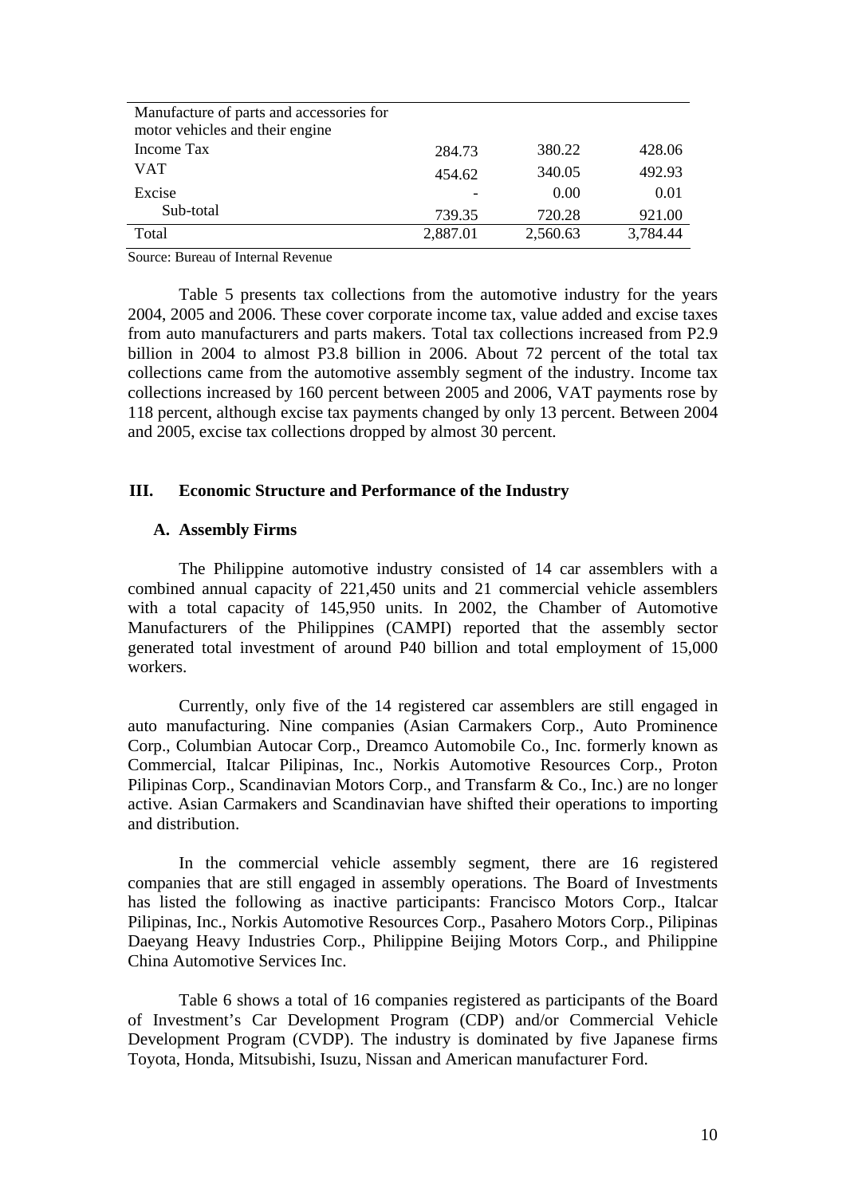| | | | |
|---|---|---|---|
| Manufacture of parts and accessories for motor vehicles and their engine | | | |
| Income Tax | 284.73 | 380.22 | 428.06 |
| VAT | 454.62 | 340.05 | 492.93 |
| Excise | - | 0.00 | 0.01 |
| Sub-total | 739.35 | 720.28 | 921.00 |
| Total | 2,887.01 | 2,560.63 | 3,784.44 |

Source: Bureau of Internal Revenue

Table 5 presents tax collections from the automotive industry for the years 2004, 2005 and 2006. These cover corporate income tax, value added and excise taxes from auto manufacturers and parts makers. Total tax collections increased from P2.9 billion in 2004 to almost P3.8 billion in 2006. About 72 percent of the total tax collections came from the automotive assembly segment of the industry. Income tax collections increased by 160 percent between 2005 and 2006, VAT payments rose by 118 percent, although excise tax payments changed by only 13 percent. Between 2004 and 2005, excise tax collections dropped by almost 30 percent.

## III. Economic Structure and Performance of the Industry

### A. Assembly Firms

The Philippine automotive industry consisted of 14 car assemblers with a combined annual capacity of 221,450 units and 21 commercial vehicle assemblers with a total capacity of 145,950 units. In 2002, the Chamber of Automotive Manufacturers of the Philippines (CAMPI) reported that the assembly sector generated total investment of around P40 billion and total employment of 15,000 workers.

Currently, only five of the 14 registered car assemblers are still engaged in auto manufacturing. Nine companies (Asian Carmakers Corp., Auto Prominence Corp., Columbian Autocar Corp., Dreamco Automobile Co., Inc. formerly known as Commercial, Italcar Pilipinas, Inc., Norkis Automotive Resources Corp., Proton Pilipinas Corp., Scandinavian Motors Corp., and Transfarm & Co., Inc.) are no longer active. Asian Carmakers and Scandinavian have shifted their operations to importing and distribution.

In the commercial vehicle assembly segment, there are 16 registered companies that are still engaged in assembly operations. The Board of Investments has listed the following as inactive participants: Francisco Motors Corp., Italcar Pilipinas, Inc., Norkis Automotive Resources Corp., Pasahero Motors Corp., Pilipinas Daeyang Heavy Industries Corp., Philippine Beijing Motors Corp., and Philippine China Automotive Services Inc.

Table 6 shows a total of 16 companies registered as participants of the Board of Investment's Car Development Program (CDP) and/or Commercial Vehicle Development Program (CVDP). The industry is dominated by five Japanese firms Toyota, Honda, Mitsubishi, Isuzu, Nissan and American manufacturer Ford.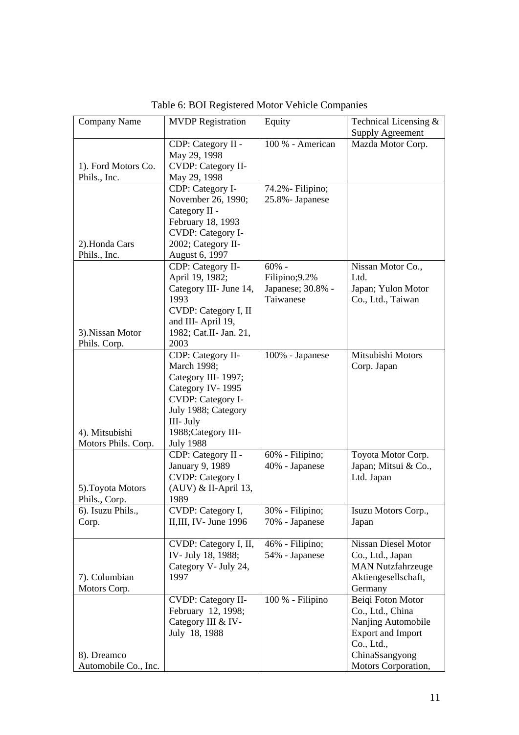Table 6: BOI Registered Motor Vehicle Companies

| Company Name | MVDP Registration | Equity | Technical Licensing & Supply Agreement |
| --- | --- | --- | --- |
| 1). Ford Motors Co. Phils., Inc. | CDP: Category II - May 29, 1998 CVDP: Category II- May 29, 1998 | 100 % - American | Mazda Motor Corp. |
| 2).Honda Cars Phils., Inc. | CDP: Category I- November 26, 1990; Category II - February 18, 1993 CVDP: Category I- 2002; Category II- August 6, 1997 | 74.2%- Filipino; 25.8%- Japanese | |
| 3).Nissan Motor Phils. Corp. | CDP: Category II- April 19, 1982; Category III- June 14, 1993 CVDP: Category I, II and III- April 19, 1982; Cat.II- Jan. 21, 2003 | 60% - Filipino;9.2% Japanese; 30.8% - Taiwanese | Nissan Motor Co., Ltd. Japan; Yulon Motor Co., Ltd., Taiwan |
| 4). Mitsubishi Motors Phils. Corp. | CDP: Category II- March 1998; Category III- 1997; Category IV- 1995 CVDP: Category I- July 1988; Category III- July 1988;Category III- July 1988 | 100% - Japanese | Mitsubishi Motors Corp. Japan |
| 5).Toyota Motors Phils., Corp. | CDP: Category II - January 9, 1989 CVDP: Category I (AUV) & II-April 13, 1989 | 60% - Filipino; 40% - Japanese | Toyota Motor Corp. Japan; Mitsui & Co., Ltd. Japan |
| 6). Isuzu Phils., Corp. | CVDP: Category I, II,III, IV- June 1996 | 30% - Filipino; 70% - Japanese | Isuzu Motors Corp., Japan |
| 7). Columbian Motors Corp. | CVDP: Category I, II, IV- July 18, 1988; Category V- July 24, 1997 | 46% - Filipino; 54% - Japanese | Nissan Diesel Motor Co., Ltd., Japan MAN Nutzfahrzeuge Aktiengesellschaft, Germany |
| 8). Dreamco Automobile Co., Inc. | CVDP: Category II- February 12, 1998; Category III & IV- July 18, 1988 | 100 % - Filipino | Beiqi Foton Motor Co., Ltd., China Nanjing Automobile Export and Import Co., Ltd., ChinaSsangyong Motors Corporation, |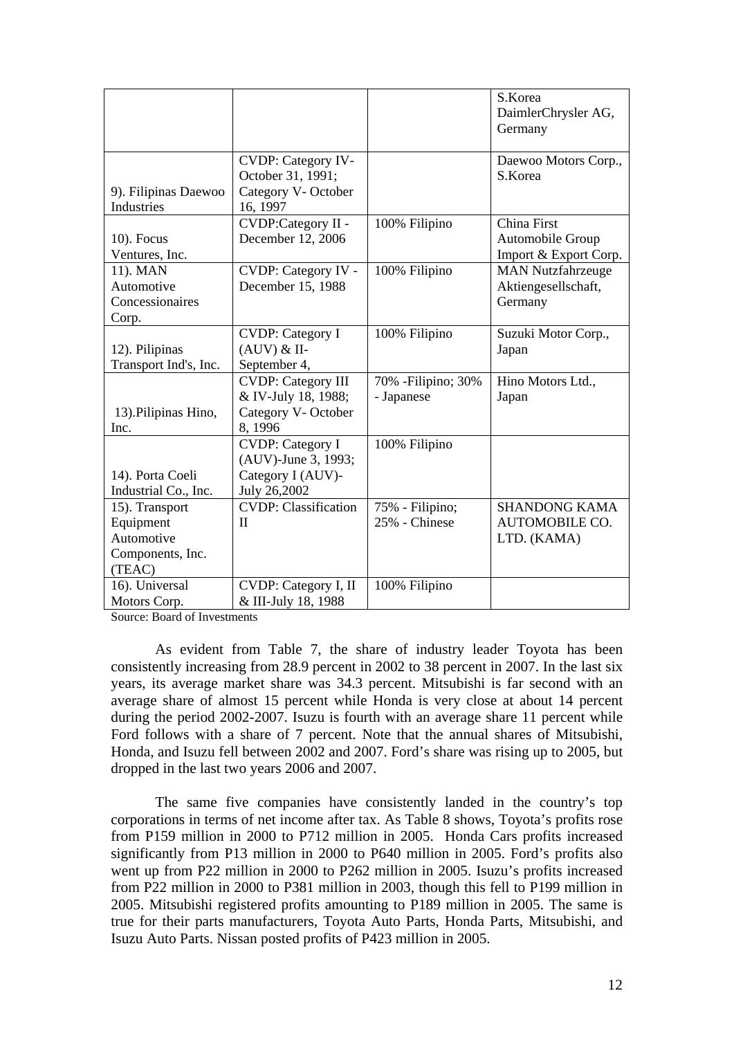|  |  |  |  |
|---|---|---|---|
|  |  |  | S.Korea DaimlerChrysler AG, Germany |
| 9). Filipinas Daewoo Industries | CVDP: Category IV- October 31, 1991; Category V- October 16, 1997 |  | Daewoo Motors Corp., S.Korea |
| 10). Focus Ventures, Inc. | CVDP:Category II - December 12, 2006 | 100% Filipino | China First Automobile Group Import & Export Corp. |
| 11). MAN Automotive Concessionaires Corp. | CVDP: Category IV - December 15, 1988 | 100% Filipino | MAN Nutzfahrzeuge Aktiengesellschaft, Germany |
| 12). Pilipinas Transport Ind's, Inc. | CVDP: Category I (AUV) & II- September 4, | 100% Filipino | Suzuki Motor Corp., Japan |
| 13).Pilipinas Hino, Inc. | CVDP: Category III & IV-July 18, 1988; Category V- October 8, 1996 | 70% -Filipino; 30% - Japanese | Hino Motors Ltd., Japan |
| 14). Porta Coeli Industrial Co., Inc. | CVDP: Category I (AUV)-June 3, 1993; Category I (AUV)- July 26,2002 | 100% Filipino |  |
| 15). Transport Equipment Automotive Components, Inc. (TEAC) | CVDP: Classification II | 75% - Filipino; 25% - Chinese | SHANDONG KAMA AUTOMOBILE CO. LTD. (KAMA) |
| 16). Universal Motors Corp. | CVDP: Category I, II & III-July 18, 1988 | 100% Filipino |  |

Source: Board of Investments

As evident from Table 7, the share of industry leader Toyota has been consistently increasing from 28.9 percent in 2002 to 38 percent in 2007. In the last six years, its average market share was 34.3 percent. Mitsubishi is far second with an average share of almost 15 percent while Honda is very close at about 14 percent during the period 2002-2007. Isuzu is fourth with an average share 11 percent while Ford follows with a share of 7 percent. Note that the annual shares of Mitsubishi, Honda, and Isuzu fell between 2002 and 2007. Ford's share was rising up to 2005, but dropped in the last two years 2006 and 2007.

The same five companies have consistently landed in the country's top corporations in terms of net income after tax. As Table 8 shows, Toyota's profits rose from P159 million in 2000 to P712 million in 2005. Honda Cars profits increased significantly from P13 million in 2000 to P640 million in 2005. Ford's profits also went up from P22 million in 2000 to P262 million in 2005. Isuzu's profits increased from P22 million in 2000 to P381 million in 2003, though this fell to P199 million in 2005. Mitsubishi registered profits amounting to P189 million in 2005. The same is true for their parts manufacturers, Toyota Auto Parts, Honda Parts, Mitsubishi, and Isuzu Auto Parts. Nissan posted profits of P423 million in 2005.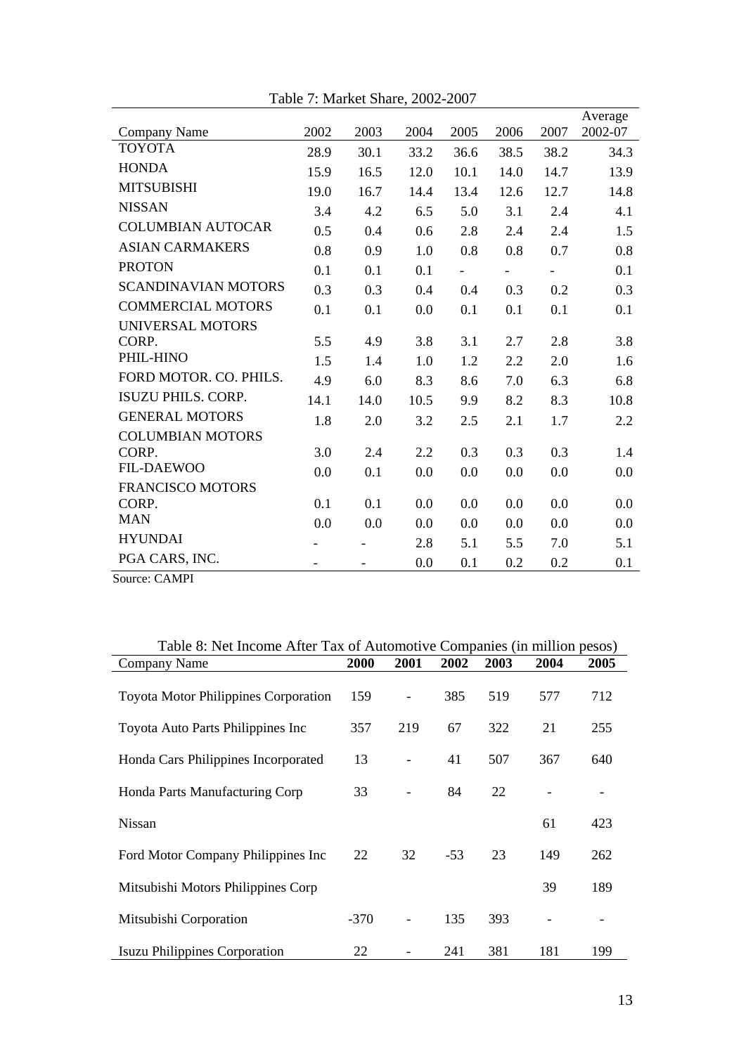Table 7: Market Share, 2002-2007

| Company Name | 2002 | 2003 | 2004 | 2005 | 2006 | 2007 | Average 2002-07 |
|---|---|---|---|---|---|---|---|
| TOYOTA | 28.9 | 30.1 | 33.2 | 36.6 | 38.5 | 38.2 | 34.3 |
| HONDA | 15.9 | 16.5 | 12.0 | 10.1 | 14.0 | 14.7 | 13.9 |
| MITSUBISHI | 19.0 | 16.7 | 14.4 | 13.4 | 12.6 | 12.7 | 14.8 |
| NISSAN | 3.4 | 4.2 | 6.5 | 5.0 | 3.1 | 2.4 | 4.1 |
| COLUMBIAN AUTOCAR | 0.5 | 0.4 | 0.6 | 2.8 | 2.4 | 2.4 | 1.5 |
| ASIAN CARMAKERS | 0.8 | 0.9 | 1.0 | 0.8 | 0.8 | 0.7 | 0.8 |
| PROTON | 0.1 | 0.1 | 0.1 | - | - | - | 0.1 |
| SCANDINAVIAN MOTORS | 0.3 | 0.3 | 0.4 | 0.4 | 0.3 | 0.2 | 0.3 |
| COMMERCIAL MOTORS | 0.1 | 0.1 | 0.0 | 0.1 | 0.1 | 0.1 | 0.1 |
| UNIVERSAL MOTORS CORP. | 5.5 | 4.9 | 3.8 | 3.1 | 2.7 | 2.8 | 3.8 |
| PHIL-HINO | 1.5 | 1.4 | 1.0 | 1.2 | 2.2 | 2.0 | 1.6 |
| FORD MOTOR. CO. PHILS. | 4.9 | 6.0 | 8.3 | 8.6 | 7.0 | 6.3 | 6.8 |
| ISUZU PHILS. CORP. | 14.1 | 14.0 | 10.5 | 9.9 | 8.2 | 8.3 | 10.8 |
| GENERAL MOTORS | 1.8 | 2.0 | 3.2 | 2.5 | 2.1 | 1.7 | 2.2 |
| COLUMBIAN MOTORS CORP. | 3.0 | 2.4 | 2.2 | 0.3 | 0.3 | 0.3 | 1.4 |
| FIL-DAEWOO | 0.0 | 0.1 | 0.0 | 0.0 | 0.0 | 0.0 | 0.0 |
| FRANCISCO MOTORS CORP. | 0.1 | 0.1 | 0.0 | 0.0 | 0.0 | 0.0 | 0.0 |
| MAN | 0.0 | 0.0 | 0.0 | 0.0 | 0.0 | 0.0 | 0.0 |
| HYUNDAI | - | - | 2.8 | 5.1 | 5.5 | 7.0 | 5.1 |
| PGA CARS, INC. | - | - | 0.0 | 0.1 | 0.2 | 0.2 | 0.1 |

Source: CAMPI

Table 8: Net Income After Tax of Automotive Companies (in million pesos)

| Company Name | 2000 | 2001 | 2002 | 2003 | 2004 | 2005 |
|---|---|---|---|---|---|---|
| Toyota Motor Philippines Corporation | 159 | - | 385 | 519 | 577 | 712 |
| Toyota Auto Parts Philippines Inc | 357 | 219 | 67 | 322 | 21 | 255 |
| Honda Cars Philippines Incorporated | 13 | - | 41 | 507 | 367 | 640 |
| Honda Parts Manufacturing Corp | 33 | - | 84 | 22 | - | - |
| Nissan | | | | | 61 | 423 |
| Ford Motor Company Philippines Inc | 22 | 32 | -53 | 23 | 149 | 262 |
| Mitsubishi Motors Philippines Corp | | | | | 39 | 189 |
| Mitsubishi Corporation | -370 | - | 135 | 393 | - | - |
| Isuzu Philippines Corporation | 22 | - | 241 | 381 | 181 | 199 |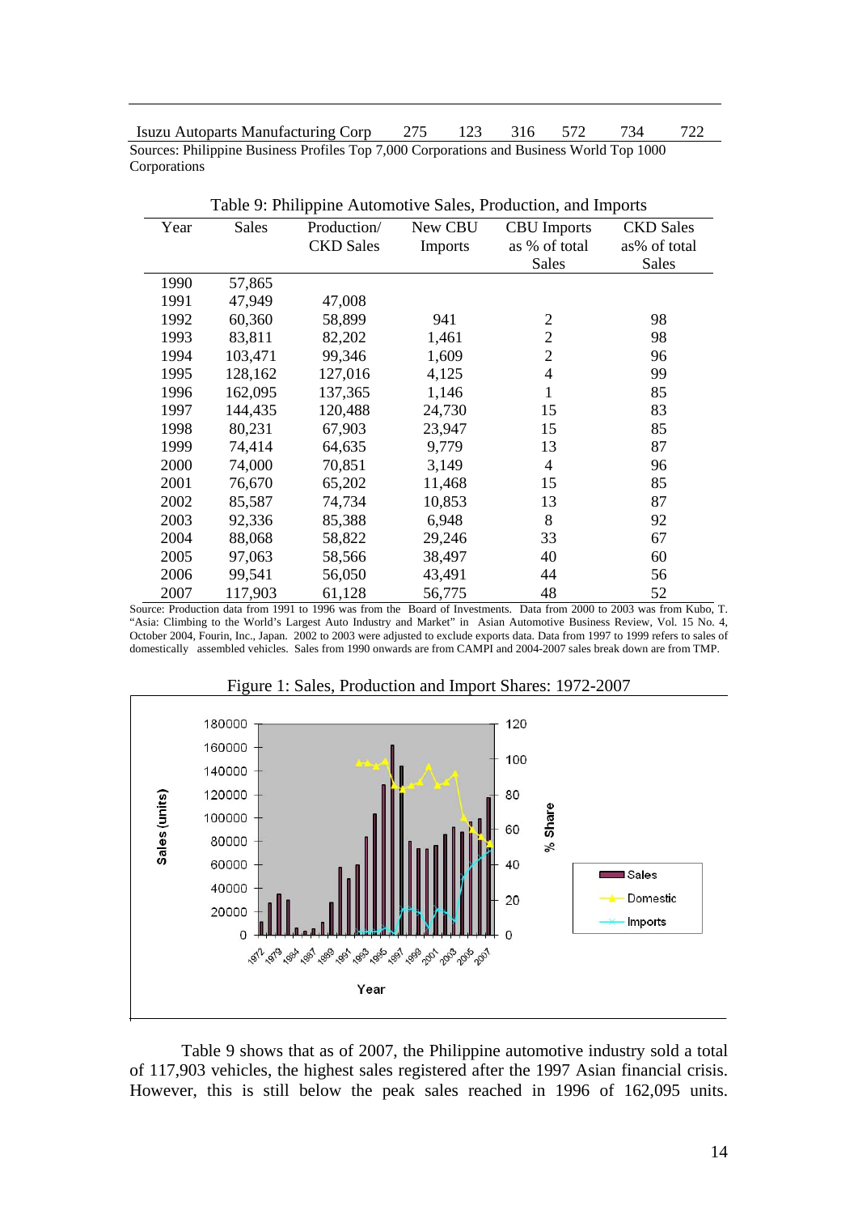| Isuzu Autoparts Manufacturing Corp | 275 | 123 | 316 | 572 | 734 | 722 |
|---|---|---|---|---|---|---|

Sources: Philippine Business Profiles Top 7,000 Corporations and Business World Top 1000 Corporations

Table 9: Philippine Automotive Sales, Production, and Imports

| Year | Sales | Production/ CKD Sales | New CBU Imports | CBU Imports as % of total Sales | CKD Sales as% of total Sales |
|---|---|---|---|---|---|
| 1990 | 57,865 | | | | |
| 1991 | 47,949 | 47,008 | | | |
| 1992 | 60,360 | 58,899 | 941 | 2 | 98 |
| 1993 | 83,811 | 82,202 | 1,461 | 2 | 98 |
| 1994 | 103,471 | 99,346 | 1,609 | 2 | 96 |
| 1995 | 128,162 | 127,016 | 4,125 | 4 | 99 |
| 1996 | 162,095 | 137,365 | 1,146 | 1 | 85 |
| 1997 | 144,435 | 120,488 | 24,730 | 15 | 83 |
| 1998 | 80,231 | 67,903 | 23,947 | 15 | 85 |
| 1999 | 74,414 | 64,635 | 9,779 | 13 | 87 |
| 2000 | 74,000 | 70,851 | 3,149 | 4 | 96 |
| 2001 | 76,670 | 65,202 | 11,468 | 15 | 85 |
| 2002 | 85,587 | 74,734 | 10,853 | 13 | 87 |
| 2003 | 92,336 | 85,388 | 6,948 | 8 | 92 |
| 2004 | 88,068 | 58,822 | 29,246 | 33 | 67 |
| 2005 | 97,063 | 58,566 | 38,497 | 40 | 60 |
| 2006 | 99,541 | 56,050 | 43,491 | 44 | 56 |
| 2007 | 117,903 | 61,128 | 56,775 | 48 | 52 |

Source: Production data from 1991 to 1996 was from the Board of Investments. Data from 2000 to 2003 was from Kubo, T. "Asia: Climbing to the World's Largest Auto Industry and Market" in Asian Automotive Business Review, Vol. 15 No. 4, October 2004, Fourin, Inc., Japan. 2002 to 2003 were adjusted to exclude exports data. Data from 1997 to 1999 refers to sales of domestically assembled vehicles. Sales from 1990 onwards are from CAMPI and 2004-2007 sales break down are from TMP.

Figure 1: Sales, Production and Import Shares: 1972-2007

Table 9 shows that as of 2007, the Philippine automotive industry sold a total of 117,903 vehicles, the highest sales registered after the 1997 Asian financial crisis. However, this is still below the peak sales reached in 1996 of 162,095 units.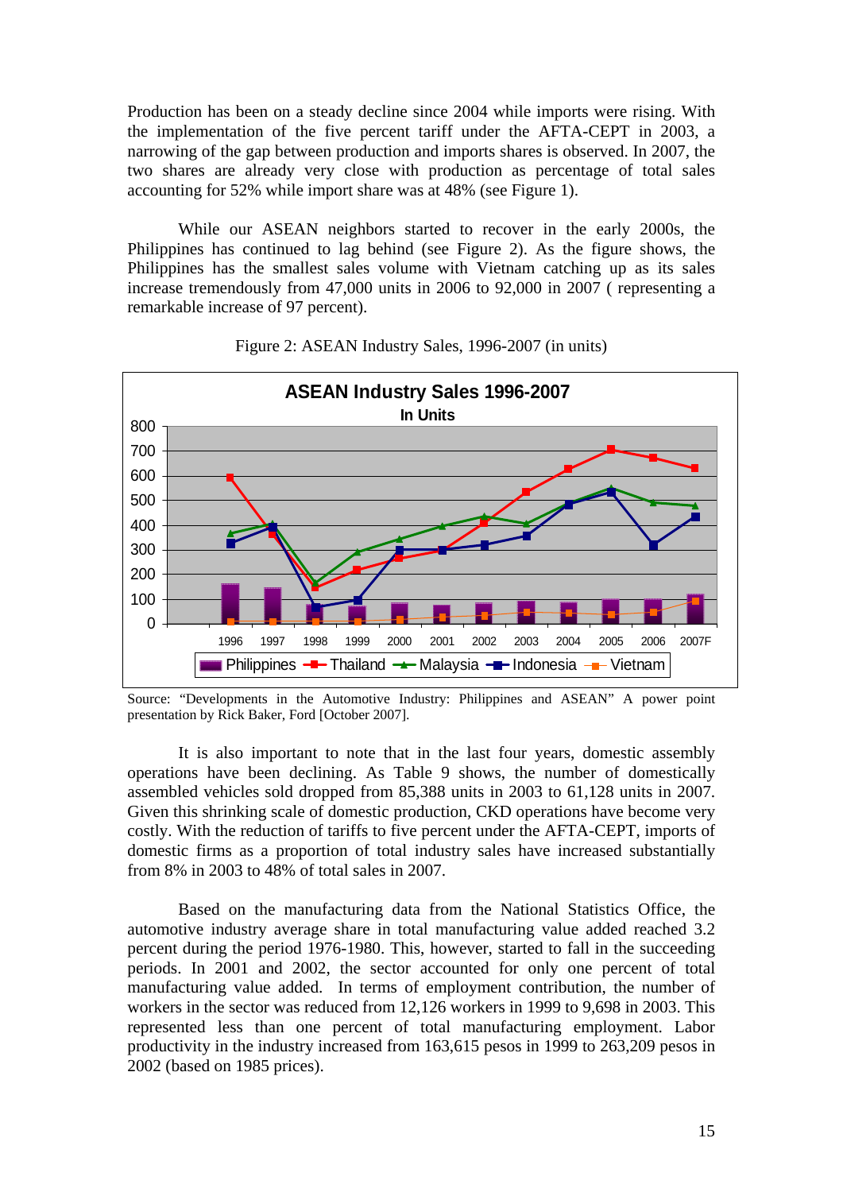Production has been on a steady decline since 2004 while imports were rising. With the implementation of the five percent tariff under the AFTA-CEPT in 2003, a narrowing of the gap between production and imports shares is observed. In 2007, the two shares are already very close with production as percentage of total sales accounting for 52% while import share was at 48% (see Figure 1).

While our ASEAN neighbors started to recover in the early 2000s, the Philippines has continued to lag behind (see Figure 2). As the figure shows, the Philippines has the smallest sales volume with Vietnam catching up as its sales increase tremendously from 47,000 units in 2006 to 92,000 in 2007 ( representing a remarkable increase of 97 percent).

Figure 2: ASEAN Industry Sales, 1996-2007 (in units)

Source: "Developments in the Automotive Industry: Philippines and ASEAN" A power point presentation by Rick Baker, Ford [October 2007].

It is also important to note that in the last four years, domestic assembly operations have been declining. As Table 9 shows, the number of domestically assembled vehicles sold dropped from 85,388 units in 2003 to 61,128 units in 2007. Given this shrinking scale of domestic production, CKD operations have become very costly. With the reduction of tariffs to five percent under the AFTA-CEPT, imports of domestic firms as a proportion of total industry sales have increased substantially from 8% in 2003 to 48% of total sales in 2007.

Based on the manufacturing data from the National Statistics Office, the automotive industry average share in total manufacturing value added reached 3.2 percent during the period 1976-1980. This, however, started to fall in the succeeding periods. In 2001 and 2002, the sector accounted for only one percent of total manufacturing value added. In terms of employment contribution, the number of workers in the sector was reduced from 12,126 workers in 1999 to 9,698 in 2003. This represented less than one percent of total manufacturing employment. Labor productivity in the industry increased from 163,615 pesos in 1999 to 263,209 pesos in 2002 (based on 1985 prices).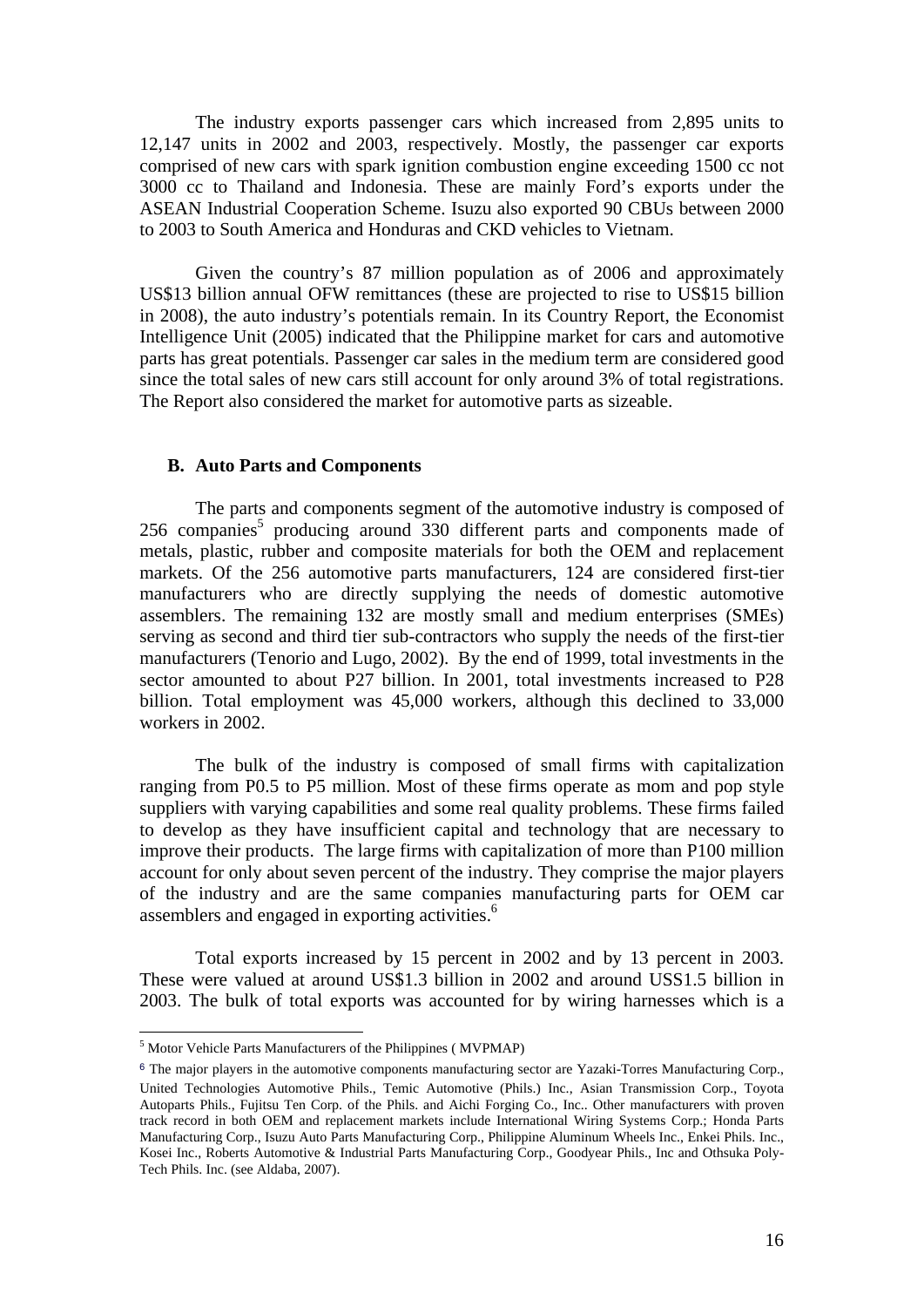The industry exports passenger cars which increased from 2,895 units to 12,147 units in 2002 and 2003, respectively. Mostly, the passenger car exports comprised of new cars with spark ignition combustion engine exceeding 1500 cc not 3000 cc to Thailand and Indonesia. These are mainly Ford's exports under the ASEAN Industrial Cooperation Scheme. Isuzu also exported 90 CBUs between 2000 to 2003 to South America and Honduras and CKD vehicles to Vietnam.

Given the country's 87 million population as of 2006 and approximately US$13 billion annual OFW remittances (these are projected to rise to US$15 billion in 2008), the auto industry's potentials remain. In its Country Report, the Economist Intelligence Unit (2005) indicated that the Philippine market for cars and automotive parts has great potentials. Passenger car sales in the medium term are considered good since the total sales of new cars still account for only around 3% of total registrations. The Report also considered the market for automotive parts as sizeable.

### B. Auto Parts and Components

The parts and components segment of the automotive industry is composed of 256 companies[5] producing around 330 different parts and components made of metals, plastic, rubber and composite materials for both the OEM and replacement markets. Of the 256 automotive parts manufacturers, 124 are considered first-tier manufacturers who are directly supplying the needs of domestic automotive assemblers. The remaining 132 are mostly small and medium enterprises (SMEs) serving as second and third tier sub-contractors who supply the needs of the first-tier manufacturers (Tenorio and Lugo, 2002). By the end of 1999, total investments in the sector amounted to about P27 billion. In 2001, total investments increased to P28 billion. Total employment was 45,000 workers, although this declined to 33,000 workers in 2002.

The bulk of the industry is composed of small firms with capitalization ranging from P0.5 to P5 million. Most of these firms operate as mom and pop style suppliers with varying capabilities and some real quality problems. These firms failed to develop as they have insufficient capital and technology that are necessary to improve their products. The large firms with capitalization of more than P100 million account for only about seven percent of the industry. They comprise the major players of the industry and are the same companies manufacturing parts for OEM car assemblers and engaged in exporting activities.[6]

Total exports increased by 15 percent in 2002 and by 13 percent in 2003. These were valued at around US$1.3 billion in 2002 and around USS1.5 billion in 2003. The bulk of total exports was accounted for by wiring harnesses which is a

---

[5] Motor Vehicle Parts Manufacturers of the Philippines ( MVPMAP)

[6] The major players in the automotive components manufacturing sector are Yazaki-Torres Manufacturing Corp., United Technologies Automotive Phils., Temic Automotive (Phils.) Inc., Asian Transmission Corp., Toyota Autoparts Phils., Fujitsu Ten Corp. of the Phils. and Aichi Forging Co., Inc.. Other manufacturers with proven track record in both OEM and replacement markets include International Wiring Systems Corp.; Honda Parts Manufacturing Corp., Isuzu Auto Parts Manufacturing Corp., Philippine Aluminum Wheels Inc., Enkei Phils. Inc., Kosei Inc., Roberts Automotive & Industrial Parts Manufacturing Corp., Goodyear Phils., Inc and Othsuka Poly-Tech Phils. Inc. (see Aldaba, 2007).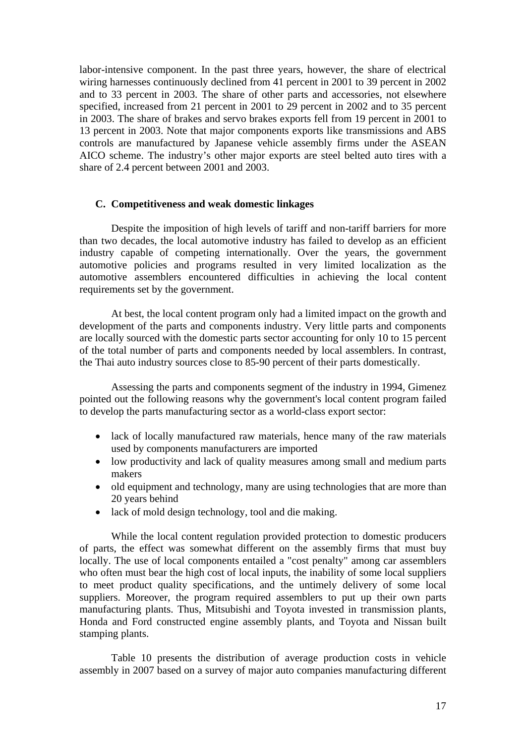labor-intensive component. In the past three years, however, the share of electrical wiring harnesses continuously declined from 41 percent in 2001 to 39 percent in 2002 and to 33 percent in 2003. The share of other parts and accessories, not elsewhere specified, increased from 21 percent in 2001 to 29 percent in 2002 and to 35 percent in 2003. The share of brakes and servo brakes exports fell from 19 percent in 2001 to 13 percent in 2003. Note that major components exports like transmissions and ABS controls are manufactured by Japanese vehicle assembly firms under the ASEAN AICO scheme. The industry's other major exports are steel belted auto tires with a share of 2.4 percent between 2001 and 2003.

### C. Competitiveness and weak domestic linkages

Despite the imposition of high levels of tariff and non-tariff barriers for more than two decades, the local automotive industry has failed to develop as an efficient industry capable of competing internationally. Over the years, the government automotive policies and programs resulted in very limited localization as the automotive assemblers encountered difficulties in achieving the local content requirements set by the government.

At best, the local content program only had a limited impact on the growth and development of the parts and components industry. Very little parts and components are locally sourced with the domestic parts sector accounting for only 10 to 15 percent of the total number of parts and components needed by local assemblers. In contrast, the Thai auto industry sources close to 85-90 percent of their parts domestically.

Assessing the parts and components segment of the industry in 1994, Gimenez pointed out the following reasons why the government's local content program failed to develop the parts manufacturing sector as a world-class export sector:

- lack of locally manufactured raw materials, hence many of the raw materials used by components manufacturers are imported
- low productivity and lack of quality measures among small and medium parts makers
- old equipment and technology, many are using technologies that are more than 20 years behind
- lack of mold design technology, tool and die making.

While the local content regulation provided protection to domestic producers of parts, the effect was somewhat different on the assembly firms that must buy locally. The use of local components entailed a "cost penalty" among car assemblers who often must bear the high cost of local inputs, the inability of some local suppliers to meet product quality specifications, and the untimely delivery of some local suppliers. Moreover, the program required assemblers to put up their own parts manufacturing plants. Thus, Mitsubishi and Toyota invested in transmission plants, Honda and Ford constructed engine assembly plants, and Toyota and Nissan built stamping plants.

Table 10 presents the distribution of average production costs in vehicle assembly in 2007 based on a survey of major auto companies manufacturing different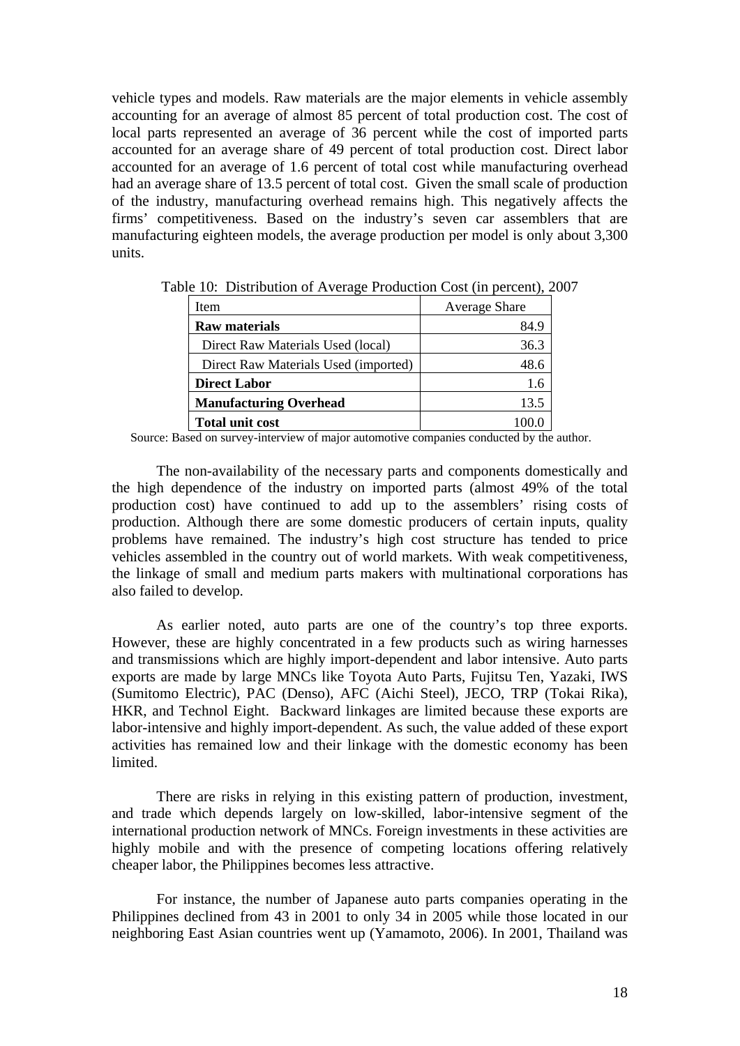vehicle types and models. Raw materials are the major elements in vehicle assembly accounting for an average of almost 85 percent of total production cost. The cost of local parts represented an average of 36 percent while the cost of imported parts accounted for an average share of 49 percent of total production cost. Direct labor accounted for an average of 1.6 percent of total cost while manufacturing overhead had an average share of 13.5 percent of total cost. Given the small scale of production of the industry, manufacturing overhead remains high. This negatively affects the firms' competitiveness. Based on the industry's seven car assemblers that are manufacturing eighteen models, the average production per model is only about 3,300 units.

Table 10: Distribution of Average Production Cost (in percent), 2007

| Item | Average Share |
|---|---|
| **Raw materials** | 84.9 |
| Direct Raw Materials Used (local) | 36.3 |
| Direct Raw Materials Used (imported) | 48.6 |
| **Direct Labor** | 1.6 |
| **Manufacturing Overhead** | 13.5 |
| **Total unit cost** | 100.0 |

Source: Based on survey-interview of major automotive companies conducted by the author.

The non-availability of the necessary parts and components domestically and the high dependence of the industry on imported parts (almost 49% of the total production cost) have continued to add up to the assemblers' rising costs of production. Although there are some domestic producers of certain inputs, quality problems have remained. The industry's high cost structure has tended to price vehicles assembled in the country out of world markets. With weak competitiveness, the linkage of small and medium parts makers with multinational corporations has also failed to develop.

As earlier noted, auto parts are one of the country's top three exports. However, these are highly concentrated in a few products such as wiring harnesses and transmissions which are highly import-dependent and labor intensive. Auto parts exports are made by large MNCs like Toyota Auto Parts, Fujitsu Ten, Yazaki, IWS (Sumitomo Electric), PAC (Denso), AFC (Aichi Steel), JECO, TRP (Tokai Rika), HKR, and Technol Eight. Backward linkages are limited because these exports are labor-intensive and highly import-dependent. As such, the value added of these export activities has remained low and their linkage with the domestic economy has been limited.

There are risks in relying in this existing pattern of production, investment, and trade which depends largely on low-skilled, labor-intensive segment of the international production network of MNCs. Foreign investments in these activities are highly mobile and with the presence of competing locations offering relatively cheaper labor, the Philippines becomes less attractive.

For instance, the number of Japanese auto parts companies operating in the Philippines declined from 43 in 2001 to only 34 in 2005 while those located in our neighboring East Asian countries went up (Yamamoto, 2006). In 2001, Thailand was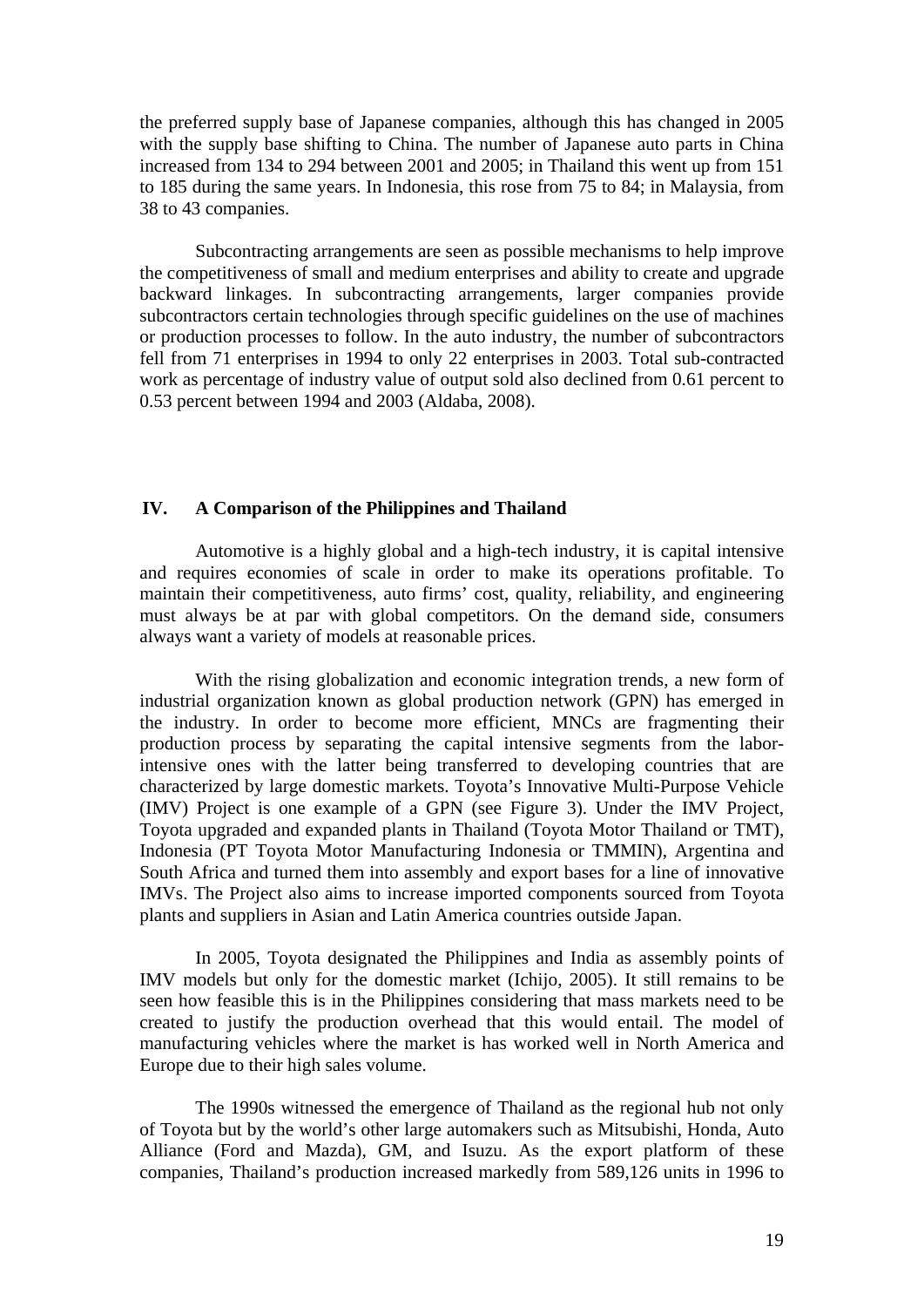the preferred supply base of Japanese companies, although this has changed in 2005 with the supply base shifting to China. The number of Japanese auto parts in China increased from 134 to 294 between 2001 and 2005; in Thailand this went up from 151 to 185 during the same years. In Indonesia, this rose from 75 to 84; in Malaysia, from 38 to 43 companies.

Subcontracting arrangements are seen as possible mechanisms to help improve the competitiveness of small and medium enterprises and ability to create and upgrade backward linkages. In subcontracting arrangements, larger companies provide subcontractors certain technologies through specific guidelines on the use of machines or production processes to follow. In the auto industry, the number of subcontractors fell from 71 enterprises in 1994 to only 22 enterprises in 2003. Total sub-contracted work as percentage of industry value of output sold also declined from 0.61 percent to 0.53 percent between 1994 and 2003 (Aldaba, 2008).

## IV. A Comparison of the Philippines and Thailand

Automotive is a highly global and a high-tech industry, it is capital intensive and requires economies of scale in order to make its operations profitable. To maintain their competitiveness, auto firms' cost, quality, reliability, and engineering must always be at par with global competitors. On the demand side, consumers always want a variety of models at reasonable prices.

With the rising globalization and economic integration trends, a new form of industrial organization known as global production network (GPN) has emerged in the industry. In order to become more efficient, MNCs are fragmenting their production process by separating the capital intensive segments from the labor-intensive ones with the latter being transferred to developing countries that are characterized by large domestic markets. Toyota's Innovative Multi-Purpose Vehicle (IMV) Project is one example of a GPN (see Figure 3). Under the IMV Project, Toyota upgraded and expanded plants in Thailand (Toyota Motor Thailand or TMT), Indonesia (PT Toyota Motor Manufacturing Indonesia or TMMIN), Argentina and South Africa and turned them into assembly and export bases for a line of innovative IMVs. The Project also aims to increase imported components sourced from Toyota plants and suppliers in Asian and Latin America countries outside Japan.

In 2005, Toyota designated the Philippines and India as assembly points of IMV models but only for the domestic market (Ichijo, 2005). It still remains to be seen how feasible this is in the Philippines considering that mass markets need to be created to justify the production overhead that this would entail. The model of manufacturing vehicles where the market is has worked well in North America and Europe due to their high sales volume.

The 1990s witnessed the emergence of Thailand as the regional hub not only of Toyota but by the world's other large automakers such as Mitsubishi, Honda, Auto Alliance (Ford and Mazda), GM, and Isuzu. As the export platform of these companies, Thailand's production increased markedly from 589,126 units in 1996 to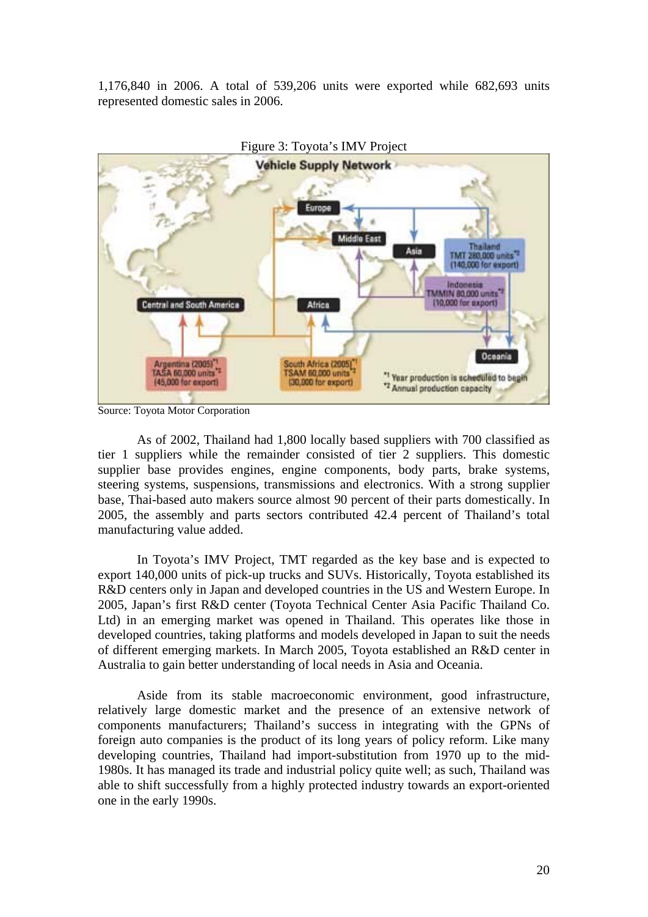1,176,840 in 2006. A total of 539,206 units were exported while 682,693 units represented domestic sales in 2006.

Figure 3: Toyota's IMV Project

Source: Toyota Motor Corporation

As of 2002, Thailand had 1,800 locally based suppliers with 700 classified as tier 1 suppliers while the remainder consisted of tier 2 suppliers. This domestic supplier base provides engines, engine components, body parts, brake systems, steering systems, suspensions, transmissions and electronics. With a strong supplier base, Thai-based auto makers source almost 90 percent of their parts domestically. In 2005, the assembly and parts sectors contributed 42.4 percent of Thailand's total manufacturing value added.

In Toyota's IMV Project, TMT regarded as the key base and is expected to export 140,000 units of pick-up trucks and SUVs. Historically, Toyota established its R&D centers only in Japan and developed countries in the US and Western Europe. In 2005, Japan's first R&D center (Toyota Technical Center Asia Pacific Thailand Co. Ltd) in an emerging market was opened in Thailand. This operates like those in developed countries, taking platforms and models developed in Japan to suit the needs of different emerging markets. In March 2005, Toyota established an R&D center in Australia to gain better understanding of local needs in Asia and Oceania.

Aside from its stable macroeconomic environment, good infrastructure, relatively large domestic market and the presence of an extensive network of components manufacturers; Thailand's success in integrating with the GPNs of foreign auto companies is the product of its long years of policy reform. Like many developing countries, Thailand had import-substitution from 1970 up to the mid-1980s. It has managed its trade and industrial policy quite well; as such, Thailand was able to shift successfully from a highly protected industry towards an export-oriented one in the early 1990s.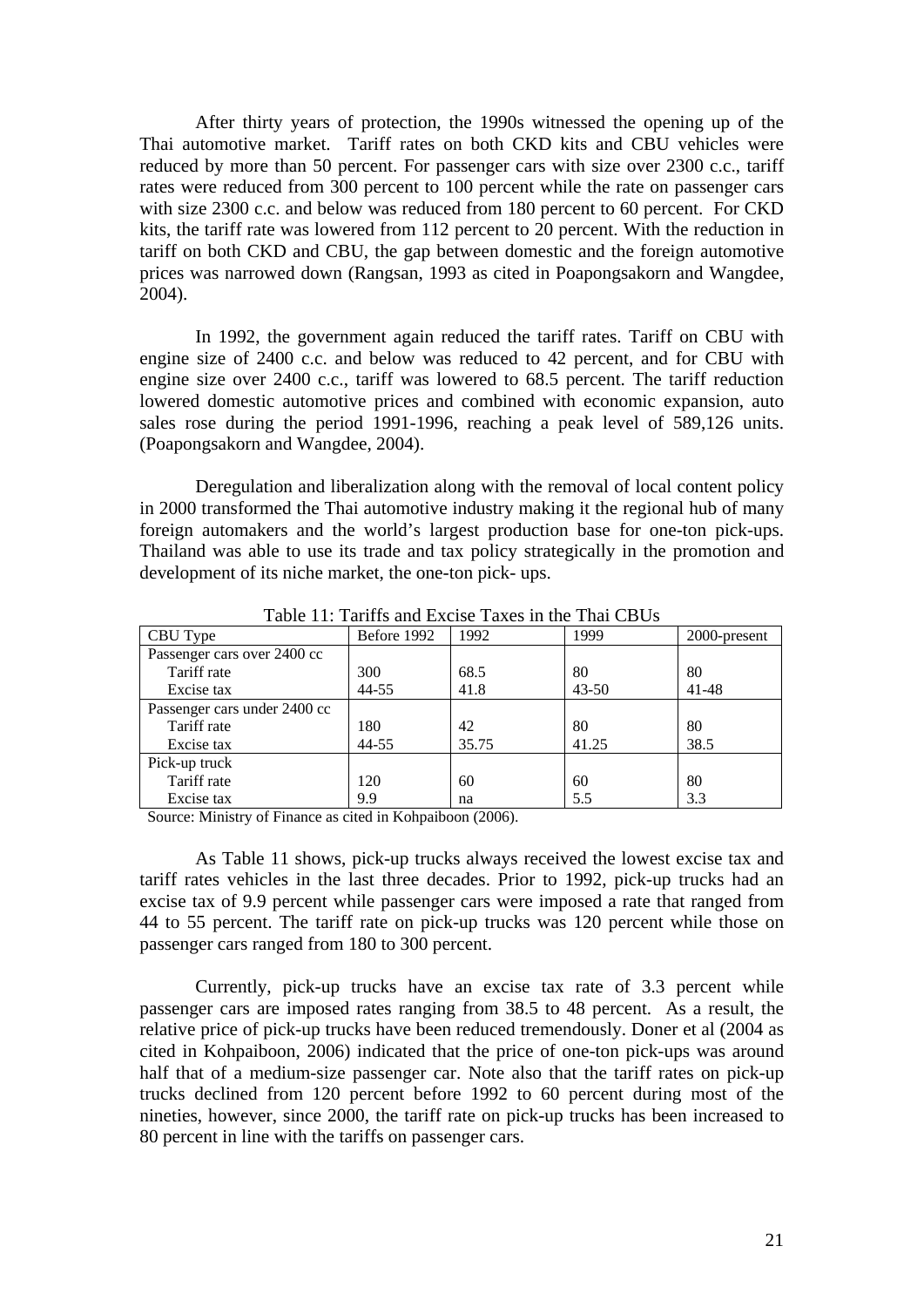After thirty years of protection, the 1990s witnessed the opening up of the Thai automotive market. Tariff rates on both CKD kits and CBU vehicles were reduced by more than 50 percent. For passenger cars with size over 2300 c.c., tariff rates were reduced from 300 percent to 100 percent while the rate on passenger cars with size 2300 c.c. and below was reduced from 180 percent to 60 percent. For CKD kits, the tariff rate was lowered from 112 percent to 20 percent. With the reduction in tariff on both CKD and CBU, the gap between domestic and the foreign automotive prices was narrowed down (Rangsan, 1993 as cited in Poapongsakorn and Wangdee, 2004).

In 1992, the government again reduced the tariff rates. Tariff on CBU with engine size of 2400 c.c. and below was reduced to 42 percent, and for CBU with engine size over 2400 c.c., tariff was lowered to 68.5 percent. The tariff reduction lowered domestic automotive prices and combined with economic expansion, auto sales rose during the period 1991-1996, reaching a peak level of 589,126 units. (Poapongsakorn and Wangdee, 2004).

Deregulation and liberalization along with the removal of local content policy in 2000 transformed the Thai automotive industry making it the regional hub of many foreign automakers and the world's largest production base for one-ton pick-ups. Thailand was able to use its trade and tax policy strategically in the promotion and development of its niche market, the one-ton pick- ups.

Table 11: Tariffs and Excise Taxes in the Thai CBUs

| CBU Type | Before 1992 | 1992 | 1999 | 2000-present |
|---|---|---|---|---|
| Passenger cars over 2400 cc | | | | |
| Tariff rate | 300 | 68.5 | 80 | 80 |
| Excise tax | 44-55 | 41.8 | 43-50 | 41-48 |
| Passenger cars under 2400 cc | | | | |
| Tariff rate | 180 | 42 | 80 | 80 |
| Excise tax | 44-55 | 35.75 | 41.25 | 38.5 |
| Pick-up truck | | | | |
| Tariff rate | 120 | 60 | 60 | 80 |
| Excise tax | 9.9 | na | 5.5 | 3.3 |

Source: Ministry of Finance as cited in Kohpaiboon (2006).

As Table 11 shows, pick-up trucks always received the lowest excise tax and tariff rates vehicles in the last three decades. Prior to 1992, pick-up trucks had an excise tax of 9.9 percent while passenger cars were imposed a rate that ranged from 44 to 55 percent. The tariff rate on pick-up trucks was 120 percent while those on passenger cars ranged from 180 to 300 percent.

Currently, pick-up trucks have an excise tax rate of 3.3 percent while passenger cars are imposed rates ranging from 38.5 to 48 percent. As a result, the relative price of pick-up trucks have been reduced tremendously. Doner et al (2004 as cited in Kohpaiboon, 2006) indicated that the price of one-ton pick-ups was around half that of a medium-size passenger car. Note also that the tariff rates on pick-up trucks declined from 120 percent before 1992 to 60 percent during most of the nineties, however, since 2000, the tariff rate on pick-up trucks has been increased to 80 percent in line with the tariffs on passenger cars.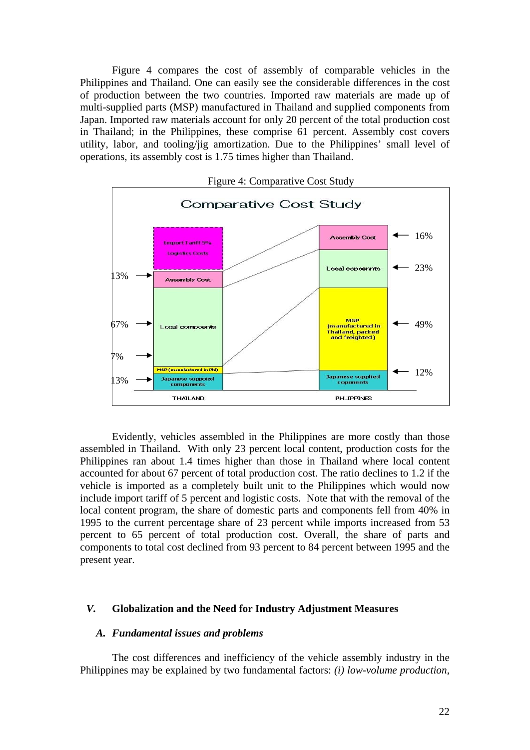Figure 4 compares the cost of assembly of comparable vehicles in the Philippines and Thailand. One can easily see the considerable differences in the cost of production between the two countries. Imported raw materials are made up of multi-supplied parts (MSP) manufactured in Thailand and supplied components from Japan. Imported raw materials account for only 20 percent of the total production cost in Thailand; in the Philippines, these comprise 61 percent. Assembly cost covers utility, labor, and tooling/jig amortization. Due to the Philippines' small level of operations, its assembly cost is 1.75 times higher than Thailand.

Figure 4: Comparative Cost Study

Evidently, vehicles assembled in the Philippines are more costly than those assembled in Thailand. With only 23 percent local content, production costs for the Philippines ran about 1.4 times higher than those in Thailand where local content accounted for about 67 percent of total production cost. The ratio declines to 1.2 if the vehicle is imported as a completely built unit to the Philippines which would now include import tariff of 5 percent and logistic costs. Note that with the removal of the local content program, the share of domestic parts and components fell from 40% in 1995 to the current percentage share of 23 percent while imports increased from 53 percent to 65 percent of total production cost. Overall, the share of parts and components to total cost declined from 93 percent to 84 percent between 1995 and the present year.

## *V.* Globalization and the Need for Industry Adjustment Measures

### *A. Fundamental issues and problems*

The cost differences and inefficiency of the vehicle assembly industry in the Philippines may be explained by two fundamental factors: *(i) low-volume production*,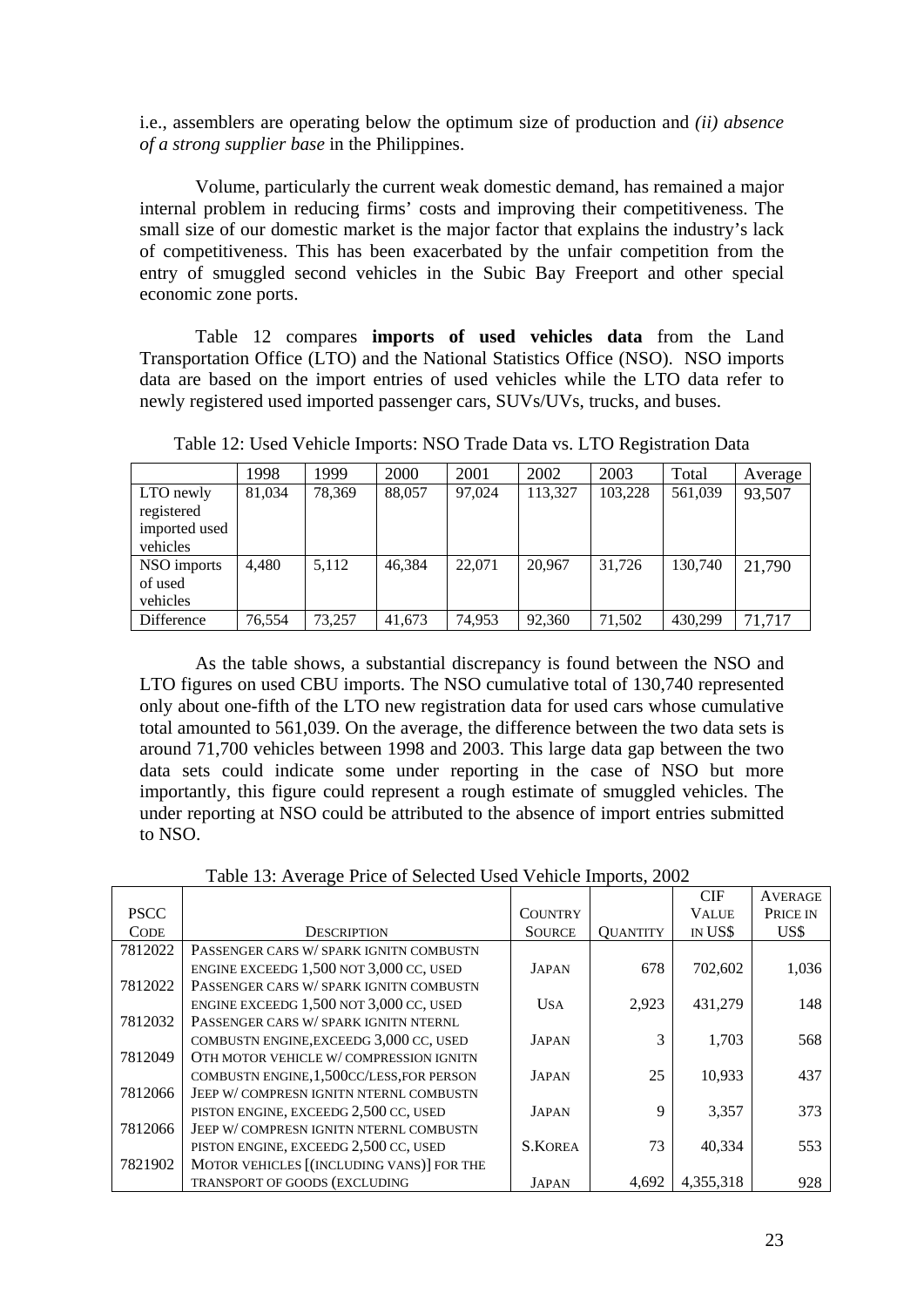i.e., assemblers are operating below the optimum size of production and *(ii) absence of a strong supplier base* in the Philippines.

Volume, particularly the current weak domestic demand, has remained a major internal problem in reducing firms' costs and improving their competitiveness. The small size of our domestic market is the major factor that explains the industry's lack of competitiveness. This has been exacerbated by the unfair competition from the entry of smuggled second vehicles in the Subic Bay Freeport and other special economic zone ports.

Table 12 compares **imports of used vehicles data** from the Land Transportation Office (LTO) and the National Statistics Office (NSO). NSO imports data are based on the import entries of used vehicles while the LTO data refer to newly registered used imported passenger cars, SUVs/UVs, trucks, and buses.

Table 12: Used Vehicle Imports: NSO Trade Data vs. LTO Registration Data

| | 1998 | 1999 | 2000 | 2001 | 2002 | 2003 | Total | Average |
|---|---|---|---|---|---|---|---|---|
| LTO newly registered imported used vehicles | 81,034 | 78,369 | 88,057 | 97,024 | 113,327 | 103,228 | 561,039 | 93,507 |
| NSO imports of used vehicles | 4,480 | 5,112 | 46,384 | 22,071 | 20,967 | 31,726 | 130,740 | 21,790 |
| Difference | 76,554 | 73,257 | 41,673 | 74,953 | 92,360 | 71,502 | 430,299 | 71,717 |

As the table shows, a substantial discrepancy is found between the NSO and LTO figures on used CBU imports. The NSO cumulative total of 130,740 represented only about one-fifth of the LTO new registration data for used cars whose cumulative total amounted to 561,039. On the average, the difference between the two data sets is around 71,700 vehicles between 1998 and 2003. This large data gap between the two data sets could indicate some under reporting in the case of NSO but more importantly, this figure could represent a rough estimate of smuggled vehicles. The under reporting at NSO could be attributed to the absence of import entries submitted to NSO.

Table 13: Average Price of Selected Used Vehicle Imports, 2002

| PSCC Code | Description | Country Source | Quantity | CIF Value in US$ | Average Price in US$ |
|---|---|---|---|---|---|
| 7812022 | Passenger cars w/ spark ignitn combustn engine exceedg 1,500 not 3,000 cc, used | Japan | 678 | 702,602 | 1,036 |
| 7812022 | Passenger cars w/ spark ignitn combustn engine exceedg 1,500 not 3,000 cc, used | USA | 2,923 | 431,279 | 148 |
| 7812032 | Passenger cars w/ spark ignitn nternl combustn engine,exceedg 3,000 cc, used | Japan | 3 | 1,703 | 568 |
| 7812049 | Oth motor vehicle w/ compression ignitn combustn engine,1,500cc/less,for person | Japan | 25 | 10,933 | 437 |
| 7812066 | Jeep w/ compresn ignitn nternl combustn piston engine, exceedg 2,500 cc, used | Japan | 9 | 3,357 | 373 |
| 7812066 | Jeep w/ compresn ignitn nternl combustn piston engine, exceedg 2,500 cc, used | S.Korea | 73 | 40,334 | 553 |
| 7821902 | Motor vehicles [(including vans)] for the transport of goods (excluding | Japan | 4,692 | 4,355,318 | 928 |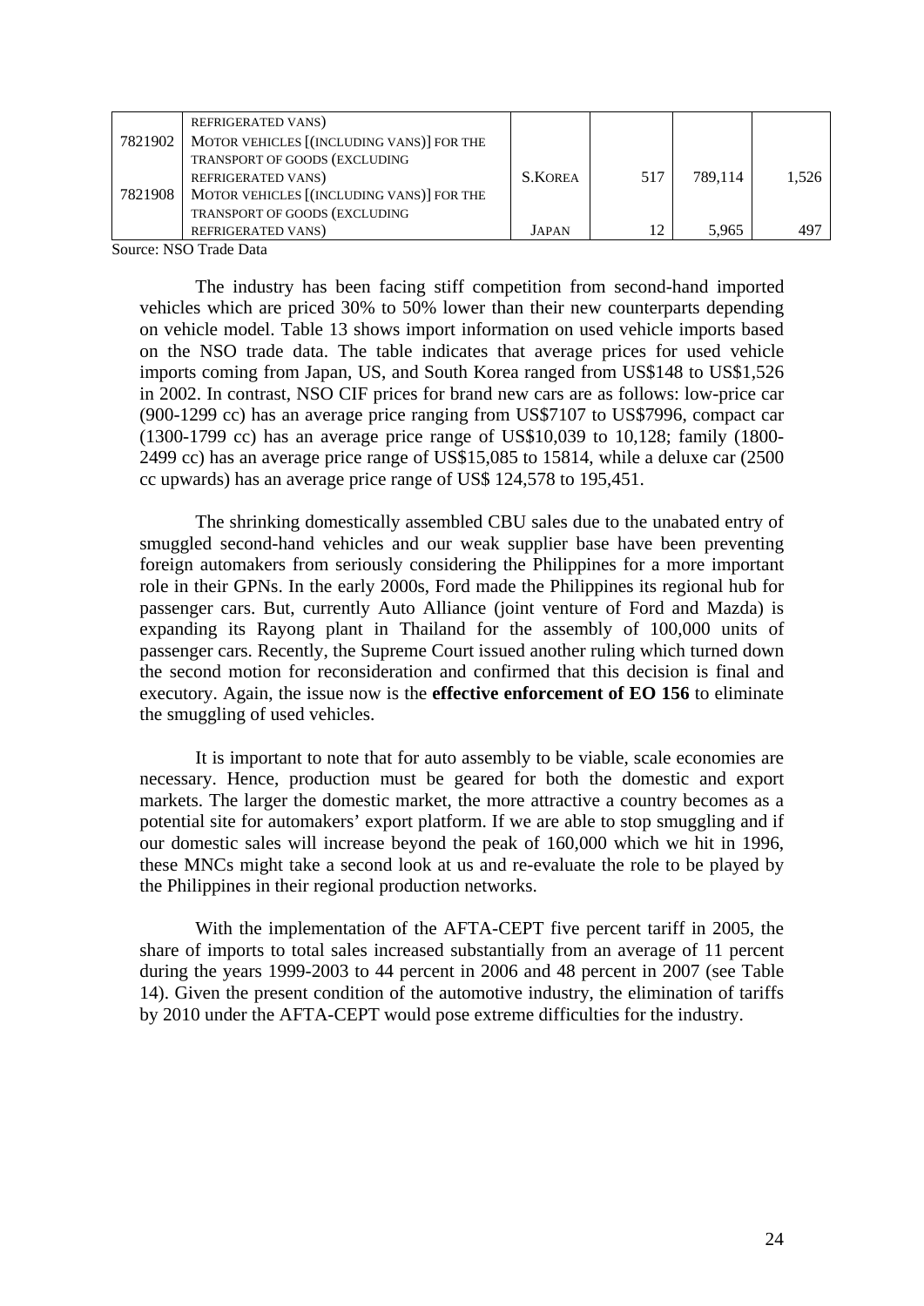| | | | | | |
|---|---|---|---|---|---|
| | REFRIGERATED VANS) | | | | |
| 7821902 | MOTOR VEHICLES [(INCLUDING VANS)] FOR THE TRANSPORT OF GOODS (EXCLUDING REFRIGERATED VANS) | S.KOREA | 517 | 789,114 | 1,526 |
| 7821908 | MOTOR VEHICLES [(INCLUDING VANS)] FOR THE TRANSPORT OF GOODS (EXCLUDING REFRIGERATED VANS) | JAPAN | 12 | 5,965 | 497 |

Source: NSO Trade Data

The industry has been facing stiff competition from second-hand imported vehicles which are priced 30% to 50% lower than their new counterparts depending on vehicle model. Table 13 shows import information on used vehicle imports based on the NSO trade data. The table indicates that average prices for used vehicle imports coming from Japan, US, and South Korea ranged from US$148 to US$1,526 in 2002. In contrast, NSO CIF prices for brand new cars are as follows: low-price car (900-1299 cc) has an average price ranging from US$7107 to US$7996, compact car (1300-1799 cc) has an average price range of US$10,039 to 10,128; family (1800-2499 cc) has an average price range of US$15,085 to 15814, while a deluxe car (2500 cc upwards) has an average price range of US$ 124,578 to 195,451.

The shrinking domestically assembled CBU sales due to the unabated entry of smuggled second-hand vehicles and our weak supplier base have been preventing foreign automakers from seriously considering the Philippines for a more important role in their GPNs. In the early 2000s, Ford made the Philippines its regional hub for passenger cars. But, currently Auto Alliance (joint venture of Ford and Mazda) is expanding its Rayong plant in Thailand for the assembly of 100,000 units of passenger cars. Recently, the Supreme Court issued another ruling which turned down the second motion for reconsideration and confirmed that this decision is final and executory. Again, the issue now is the **effective enforcement of EO 156** to eliminate the smuggling of used vehicles.

It is important to note that for auto assembly to be viable, scale economies are necessary. Hence, production must be geared for both the domestic and export markets. The larger the domestic market, the more attractive a country becomes as a potential site for automakers' export platform. If we are able to stop smuggling and if our domestic sales will increase beyond the peak of 160,000 which we hit in 1996, these MNCs might take a second look at us and re-evaluate the role to be played by the Philippines in their regional production networks.

With the implementation of the AFTA-CEPT five percent tariff in 2005, the share of imports to total sales increased substantially from an average of 11 percent during the years 1999-2003 to 44 percent in 2006 and 48 percent in 2007 (see Table 14). Given the present condition of the automotive industry, the elimination of tariffs by 2010 under the AFTA-CEPT would pose extreme difficulties for the industry.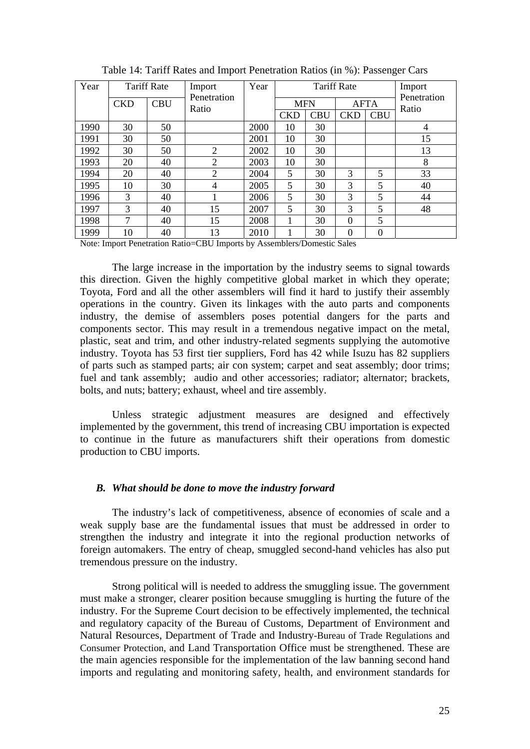Table 14: Tariff Rates and Import Penetration Ratios (in %): Passenger Cars

| Year | Tariff Rate | | Import Penetration Ratio | Year | Tariff Rate | | | | Import Penetration Ratio |
|---|---|---|---|---|---|---|---|---|---|
| | | | | | MFN | | AFTA | | |
| | CKD | CBU | | | CKD | CBU | CKD | CBU | |
| 1990 | 30 | 50 | | 2000 | 10 | 30 | | | 4 |
| 1991 | 30 | 50 | | 2001 | 10 | 30 | | | 15 |
| 1992 | 30 | 50 | 2 | 2002 | 10 | 30 | | | 13 |
| 1993 | 20 | 40 | 2 | 2003 | 10 | 30 | | | 8 |
| 1994 | 20 | 40 | 2 | 2004 | 5 | 30 | 3 | 5 | 33 |
| 1995 | 10 | 30 | 4 | 2005 | 5 | 30 | 3 | 5 | 40 |
| 1996 | 3 | 40 | 1 | 2006 | 5 | 30 | 3 | 5 | 44 |
| 1997 | 3 | 40 | 15 | 2007 | 5 | 30 | 3 | 5 | 48 |
| 1998 | 7 | 40 | 15 | 2008 | 1 | 30 | 0 | 5 | |
| 1999 | 10 | 40 | 13 | 2010 | 1 | 30 | 0 | 0 | |

Note: Import Penetration Ratio=CBU Imports by Assemblers/Domestic Sales

The large increase in the importation by the industry seems to signal towards this direction. Given the highly competitive global market in which they operate; Toyota, Ford and all the other assemblers will find it hard to justify their assembly operations in the country. Given its linkages with the auto parts and components industry, the demise of assemblers poses potential dangers for the parts and components sector. This may result in a tremendous negative impact on the metal, plastic, seat and trim, and other industry-related segments supplying the automotive industry. Toyota has 53 first tier suppliers, Ford has 42 while Isuzu has 82 suppliers of parts such as stamped parts; air con system; carpet and seat assembly; door trims; fuel and tank assembly; audio and other accessories; radiator; alternator; brackets, bolts, and nuts; battery; exhaust, wheel and tire assembly.

Unless strategic adjustment measures are designed and effectively implemented by the government, this trend of increasing CBU importation is expected to continue in the future as manufacturers shift their operations from domestic production to CBU imports.

### *B. What should be done to move the industry forward*

The industry's lack of competitiveness, absence of economies of scale and a weak supply base are the fundamental issues that must be addressed in order to strengthen the industry and integrate it into the regional production networks of foreign automakers. The entry of cheap, smuggled second-hand vehicles has also put tremendous pressure on the industry.

Strong political will is needed to address the smuggling issue. The government must make a stronger, clearer position because smuggling is hurting the future of the industry. For the Supreme Court decision to be effectively implemented, the technical and regulatory capacity of the Bureau of Customs, Department of Environment and Natural Resources, Department of Trade and Industry-Bureau of Trade Regulations and Consumer Protection, and Land Transportation Office must be strengthened. These are the main agencies responsible for the implementation of the law banning second hand imports and regulating and monitoring safety, health, and environment standards for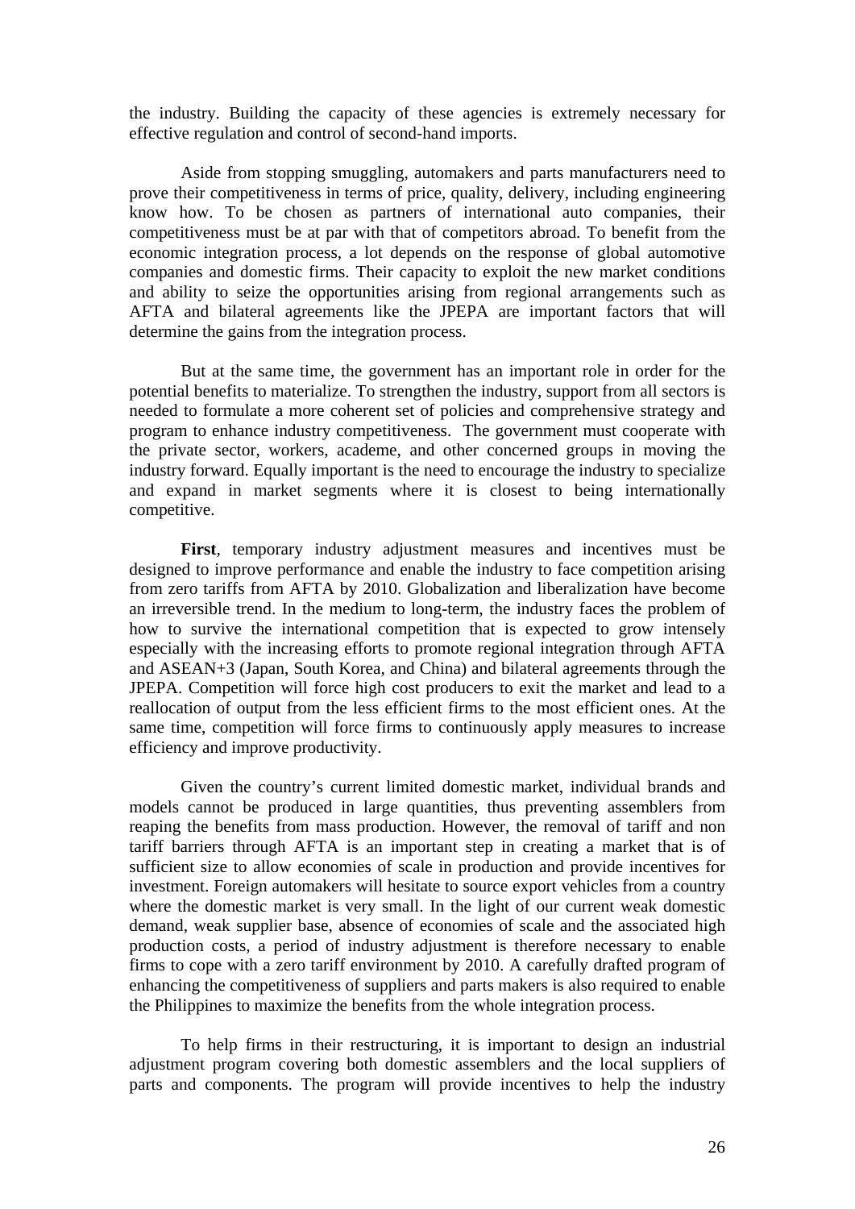the industry. Building the capacity of these agencies is extremely necessary for effective regulation and control of second-hand imports.

Aside from stopping smuggling, automakers and parts manufacturers need to prove their competitiveness in terms of price, quality, delivery, including engineering know how. To be chosen as partners of international auto companies, their competitiveness must be at par with that of competitors abroad. To benefit from the economic integration process, a lot depends on the response of global automotive companies and domestic firms. Their capacity to exploit the new market conditions and ability to seize the opportunities arising from regional arrangements such as AFTA and bilateral agreements like the JPEPA are important factors that will determine the gains from the integration process.

But at the same time, the government has an important role in order for the potential benefits to materialize. To strengthen the industry, support from all sectors is needed to formulate a more coherent set of policies and comprehensive strategy and program to enhance industry competitiveness. The government must cooperate with the private sector, workers, academe, and other concerned groups in moving the industry forward. Equally important is the need to encourage the industry to specialize and expand in market segments where it is closest to being internationally competitive.

**First**, temporary industry adjustment measures and incentives must be designed to improve performance and enable the industry to face competition arising from zero tariffs from AFTA by 2010. Globalization and liberalization have become an irreversible trend. In the medium to long-term, the industry faces the problem of how to survive the international competition that is expected to grow intensely especially with the increasing efforts to promote regional integration through AFTA and ASEAN+3 (Japan, South Korea, and China) and bilateral agreements through the JPEPA. Competition will force high cost producers to exit the market and lead to a reallocation of output from the less efficient firms to the most efficient ones. At the same time, competition will force firms to continuously apply measures to increase efficiency and improve productivity.

Given the country's current limited domestic market, individual brands and models cannot be produced in large quantities, thus preventing assemblers from reaping the benefits from mass production. However, the removal of tariff and non tariff barriers through AFTA is an important step in creating a market that is of sufficient size to allow economies of scale in production and provide incentives for investment. Foreign automakers will hesitate to source export vehicles from a country where the domestic market is very small. In the light of our current weak domestic demand, weak supplier base, absence of economies of scale and the associated high production costs, a period of industry adjustment is therefore necessary to enable firms to cope with a zero tariff environment by 2010. A carefully drafted program of enhancing the competitiveness of suppliers and parts makers is also required to enable the Philippines to maximize the benefits from the whole integration process.

To help firms in their restructuring, it is important to design an industrial adjustment program covering both domestic assemblers and the local suppliers of parts and components. The program will provide incentives to help the industry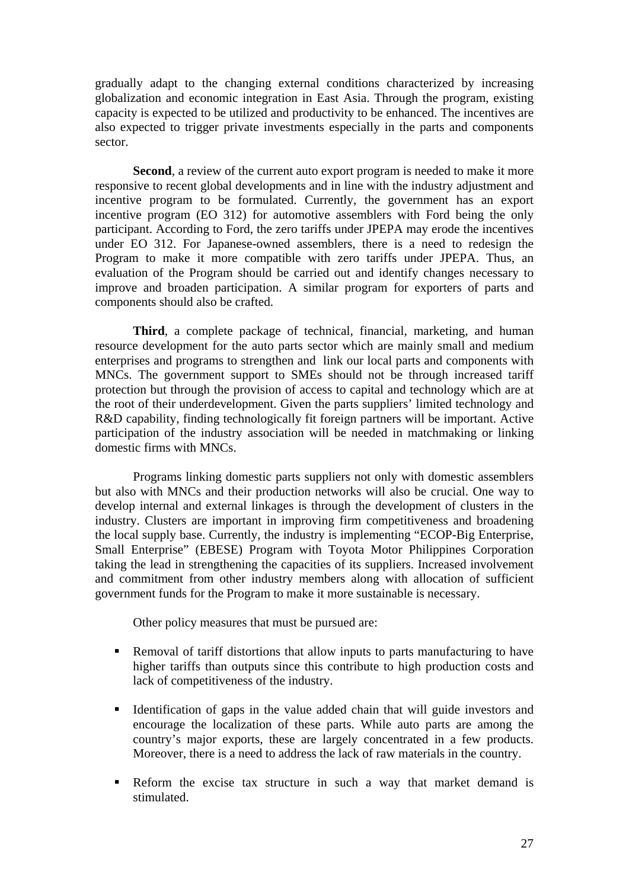gradually adapt to the changing external conditions characterized by increasing globalization and economic integration in East Asia. Through the program, existing capacity is expected to be utilized and productivity to be enhanced. The incentives are also expected to trigger private investments especially in the parts and components sector.

**Second**, a review of the current auto export program is needed to make it more responsive to recent global developments and in line with the industry adjustment and incentive program to be formulated. Currently, the government has an export incentive program (EO 312) for automotive assemblers with Ford being the only participant. According to Ford, the zero tariffs under JPEPA may erode the incentives under EO 312. For Japanese-owned assemblers, there is a need to redesign the Program to make it more compatible with zero tariffs under JPEPA. Thus, an evaluation of the Program should be carried out and identify changes necessary to improve and broaden participation. A similar program for exporters of parts and components should also be crafted.

**Third**, a complete package of technical, financial, marketing, and human resource development for the auto parts sector which are mainly small and medium enterprises and programs to strengthen and link our local parts and components with MNCs. The government support to SMEs should not be through increased tariff protection but through the provision of access to capital and technology which are at the root of their underdevelopment. Given the parts suppliers' limited technology and R&D capability, finding technologically fit foreign partners will be important. Active participation of the industry association will be needed in matchmaking or linking domestic firms with MNCs.

Programs linking domestic parts suppliers not only with domestic assemblers but also with MNCs and their production networks will also be crucial. One way to develop internal and external linkages is through the development of clusters in the industry. Clusters are important in improving firm competitiveness and broadening the local supply base. Currently, the industry is implementing "ECOP-Big Enterprise, Small Enterprise" (EBESE) Program with Toyota Motor Philippines Corporation taking the lead in strengthening the capacities of its suppliers. Increased involvement and commitment from other industry members along with allocation of sufficient government funds for the Program to make it more sustainable is necessary.

Other policy measures that must be pursued are:

- Removal of tariff distortions that allow inputs to parts manufacturing to have higher tariffs than outputs since this contribute to high production costs and lack of competitiveness of the industry.
- Identification of gaps in the value added chain that will guide investors and encourage the localization of these parts. While auto parts are among the country's major exports, these are largely concentrated in a few products. Moreover, there is a need to address the lack of raw materials in the country.
- Reform the excise tax structure in such a way that market demand is stimulated.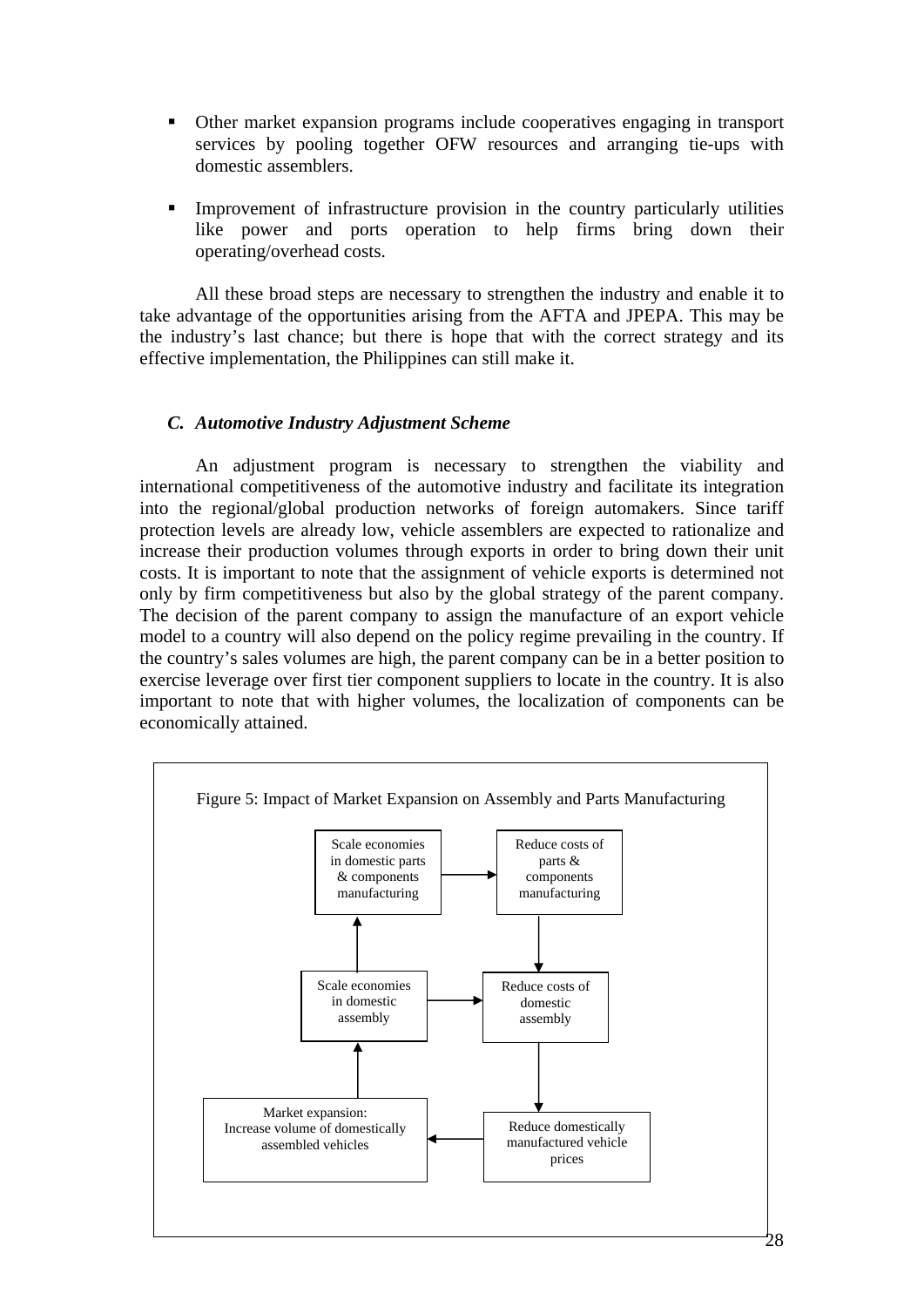- Other market expansion programs include cooperatives engaging in transport services by pooling together OFW resources and arranging tie-ups with domestic assemblers.

- Improvement of infrastructure provision in the country particularly utilities like power and ports operation to help firms bring down their operating/overhead costs.

All these broad steps are necessary to strengthen the industry and enable it to take advantage of the opportunities arising from the AFTA and JPEPA. This may be the industry's last chance; but there is hope that with the correct strategy and its effective implementation, the Philippines can still make it.

### *C. Automotive Industry Adjustment Scheme*

An adjustment program is necessary to strengthen the viability and international competitiveness of the automotive industry and facilitate its integration into the regional/global production networks of foreign automakers. Since tariff protection levels are already low, vehicle assemblers are expected to rationalize and increase their production volumes through exports in order to bring down their unit costs. It is important to note that the assignment of vehicle exports is determined not only by firm competitiveness but also by the global strategy of the parent company. The decision of the parent company to assign the manufacture of an export vehicle model to a country will also depend on the policy regime prevailing in the country. If the country's sales volumes are high, the parent company can be in a better position to exercise leverage over first tier component suppliers to locate in the country. It is also important to note that with higher volumes, the localization of components can be economically attained.

Figure 5: Impact of Market Expansion on Assembly and Parts Manufacturing

Market expansion: Increase volume of domestically assembled vehicles → Scale economies in domestic assembly → Scale economies in domestic parts & components manufacturing → Reduce costs of parts & components manufacturing → Reduce costs of domestic assembly → Reduce domestically manufactured vehicle prices → Market expansion: Increase volume of domestically assembled vehicles

Scale economies in domestic assembly → Reduce costs of domestic assembly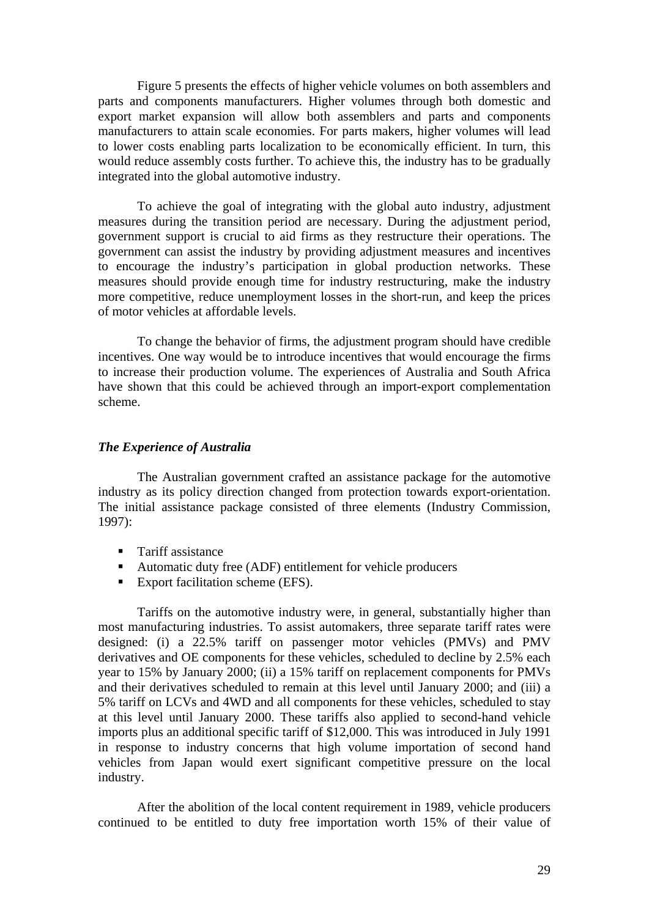Figure 5 presents the effects of higher vehicle volumes on both assemblers and parts and components manufacturers. Higher volumes through both domestic and export market expansion will allow both assemblers and parts and components manufacturers to attain scale economies. For parts makers, higher volumes will lead to lower costs enabling parts localization to be economically efficient. In turn, this would reduce assembly costs further. To achieve this, the industry has to be gradually integrated into the global automotive industry.

To achieve the goal of integrating with the global auto industry, adjustment measures during the transition period are necessary. During the adjustment period, government support is crucial to aid firms as they restructure their operations. The government can assist the industry by providing adjustment measures and incentives to encourage the industry's participation in global production networks. These measures should provide enough time for industry restructuring, make the industry more competitive, reduce unemployment losses in the short-run, and keep the prices of motor vehicles at affordable levels.

To change the behavior of firms, the adjustment program should have credible incentives. One way would be to introduce incentives that would encourage the firms to increase their production volume. The experiences of Australia and South Africa have shown that this could be achieved through an import-export complementation scheme.

### *The Experience of Australia*

The Australian government crafted an assistance package for the automotive industry as its policy direction changed from protection towards export-orientation. The initial assistance package consisted of three elements (Industry Commission, 1997):

- Tariff assistance
- Automatic duty free (ADF) entitlement for vehicle producers
- Export facilitation scheme (EFS).

Tariffs on the automotive industry were, in general, substantially higher than most manufacturing industries. To assist automakers, three separate tariff rates were designed: (i) a 22.5% tariff on passenger motor vehicles (PMVs) and PMV derivatives and OE components for these vehicles, scheduled to decline by 2.5% each year to 15% by January 2000; (ii) a 15% tariff on replacement components for PMVs and their derivatives scheduled to remain at this level until January 2000; and (iii) a 5% tariff on LCVs and 4WD and all components for these vehicles, scheduled to stay at this level until January 2000. These tariffs also applied to second-hand vehicle imports plus an additional specific tariff of $12,000. This was introduced in July 1991 in response to industry concerns that high volume importation of second hand vehicles from Japan would exert significant competitive pressure on the local industry.

After the abolition of the local content requirement in 1989, vehicle producers continued to be entitled to duty free importation worth 15% of their value of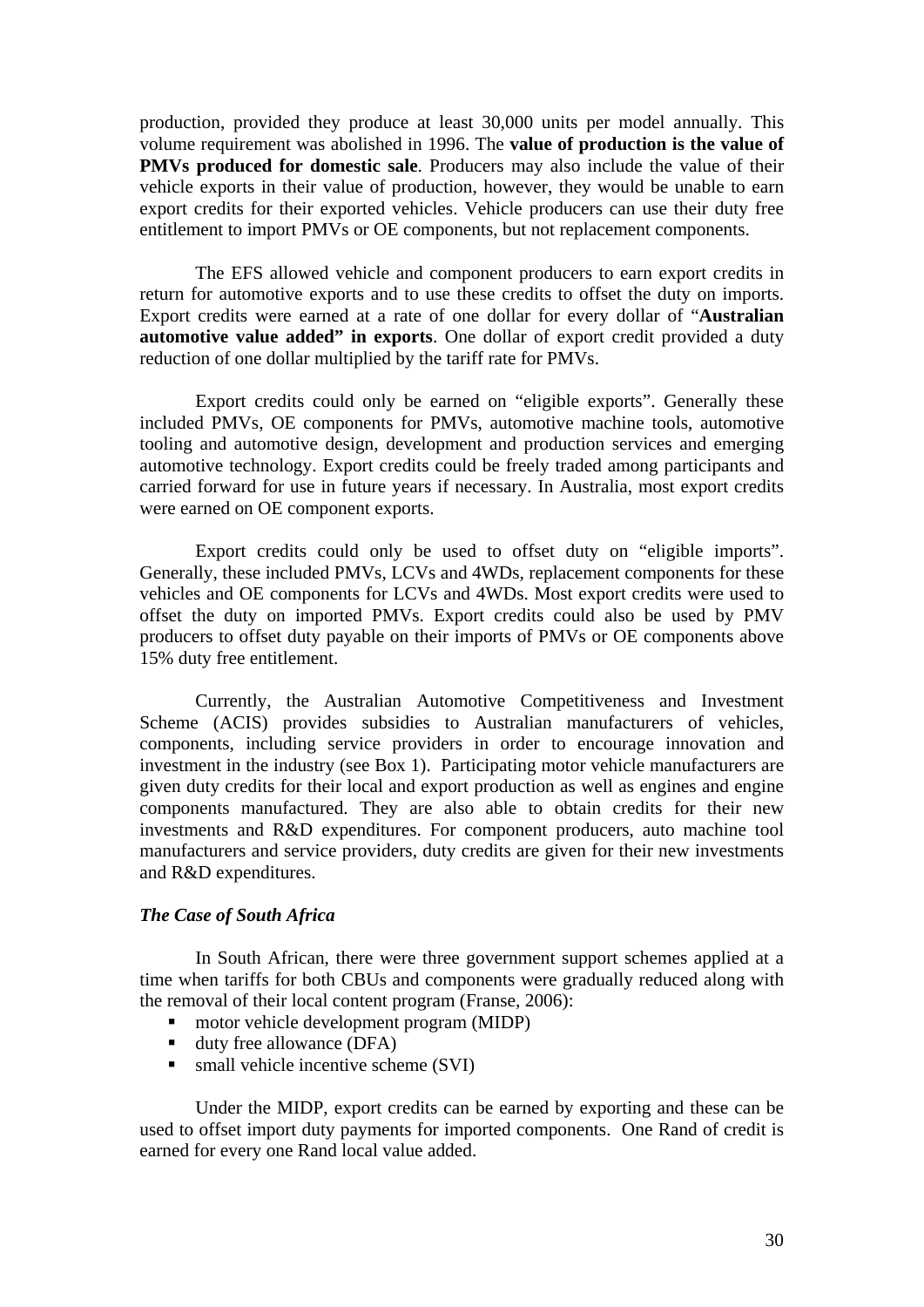production, provided they produce at least 30,000 units per model annually. This volume requirement was abolished in 1996. The **value of production is the value of PMVs produced for domestic sale**. Producers may also include the value of their vehicle exports in their value of production, however, they would be unable to earn export credits for their exported vehicles. Vehicle producers can use their duty free entitlement to import PMVs or OE components, but not replacement components.

The EFS allowed vehicle and component producers to earn export credits in return for automotive exports and to use these credits to offset the duty on imports. Export credits were earned at a rate of one dollar for every dollar of "**Australian automotive value added" in exports**. One dollar of export credit provided a duty reduction of one dollar multiplied by the tariff rate for PMVs.

Export credits could only be earned on "eligible exports". Generally these included PMVs, OE components for PMVs, automotive machine tools, automotive tooling and automotive design, development and production services and emerging automotive technology. Export credits could be freely traded among participants and carried forward for use in future years if necessary. In Australia, most export credits were earned on OE component exports.

Export credits could only be used to offset duty on "eligible imports". Generally, these included PMVs, LCVs and 4WDs, replacement components for these vehicles and OE components for LCVs and 4WDs. Most export credits were used to offset the duty on imported PMVs. Export credits could also be used by PMV producers to offset duty payable on their imports of PMVs or OE components above 15% duty free entitlement.

Currently, the Australian Automotive Competitiveness and Investment Scheme (ACIS) provides subsidies to Australian manufacturers of vehicles, components, including service providers in order to encourage innovation and investment in the industry (see Box 1). Participating motor vehicle manufacturers are given duty credits for their local and export production as well as engines and engine components manufactured. They are also able to obtain credits for their new investments and R&D expenditures. For component producers, auto machine tool manufacturers and service providers, duty credits are given for their new investments and R&D expenditures.

### *The Case of South Africa*

In South African, there were three government support schemes applied at a time when tariffs for both CBUs and components were gradually reduced along with the removal of their local content program (Franse, 2006):

- motor vehicle development program (MIDP)
- duty free allowance (DFA)
- small vehicle incentive scheme (SVI)

Under the MIDP, export credits can be earned by exporting and these can be used to offset import duty payments for imported components. One Rand of credit is earned for every one Rand local value added.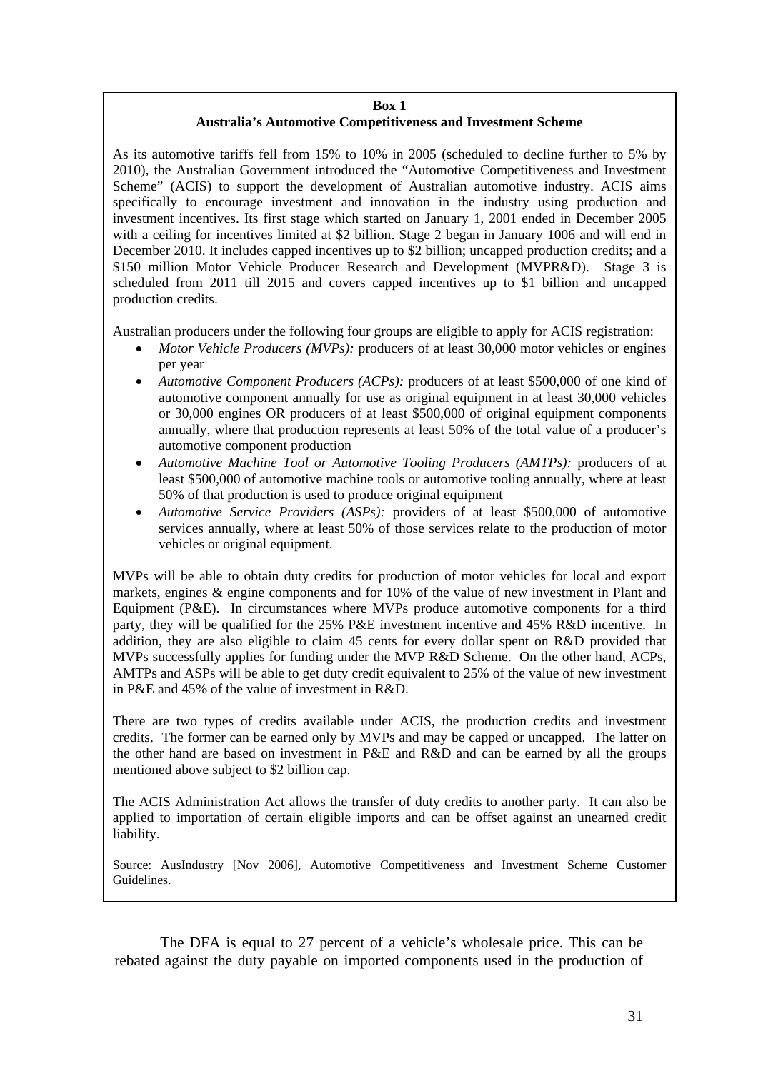**Box 1**
**Australia's Automotive Competitiveness and Investment Scheme**

As its automotive tariffs fell from 15% to 10% in 2005 (scheduled to decline further to 5% by 2010), the Australian Government introduced the "Automotive Competitiveness and Investment Scheme" (ACIS) to support the development of Australian automotive industry. ACIS aims specifically to encourage investment and innovation in the industry using production and investment incentives. Its first stage which started on January 1, 2001 ended in December 2005 with a ceiling for incentives limited at $2 billion. Stage 2 began in January 1006 and will end in December 2010. It includes capped incentives up to $2 billion; uncapped production credits; and a $150 million Motor Vehicle Producer Research and Development (MVPR&D). Stage 3 is scheduled from 2011 till 2015 and covers capped incentives up to $1 billion and uncapped production credits.

Australian producers under the following four groups are eligible to apply for ACIS registration:

- *Motor Vehicle Producers (MVPs):* producers of at least 30,000 motor vehicles or engines per year
- *Automotive Component Producers (ACPs):* producers of at least $500,000 of one kind of automotive component annually for use as original equipment in at least 30,000 vehicles or 30,000 engines OR producers of at least $500,000 of original equipment components annually, where that production represents at least 50% of the total value of a producer's automotive component production
- *Automotive Machine Tool or Automotive Tooling Producers (AMTPs):* producers of at least $500,000 of automotive machine tools or automotive tooling annually, where at least 50% of that production is used to produce original equipment
- *Automotive Service Providers (ASPs):* providers of at least $500,000 of automotive services annually, where at least 50% of those services relate to the production of motor vehicles or original equipment.

MVPs will be able to obtain duty credits for production of motor vehicles for local and export markets, engines & engine components and for 10% of the value of new investment in Plant and Equipment (P&E). In circumstances where MVPs produce automotive components for a third party, they will be qualified for the 25% P&E investment incentive and 45% R&D incentive. In addition, they are also eligible to claim 45 cents for every dollar spent on R&D provided that MVPs successfully applies for funding under the MVP R&D Scheme. On the other hand, ACPs, AMTPs and ASPs will be able to get duty credit equivalent to 25% of the value of new investment in P&E and 45% of the value of investment in R&D.

There are two types of credits available under ACIS, the production credits and investment credits. The former can be earned only by MVPs and may be capped or uncapped. The latter on the other hand are based on investment in P&E and R&D and can be earned by all the groups mentioned above subject to $2 billion cap.

The ACIS Administration Act allows the transfer of duty credits to another party. It can also be applied to importation of certain eligible imports and can be offset against an unearned credit liability.

Source: AusIndustry [Nov 2006], Automotive Competitiveness and Investment Scheme Customer Guidelines.

The DFA is equal to 27 percent of a vehicle's wholesale price. This can be rebated against the duty payable on imported components used in the production of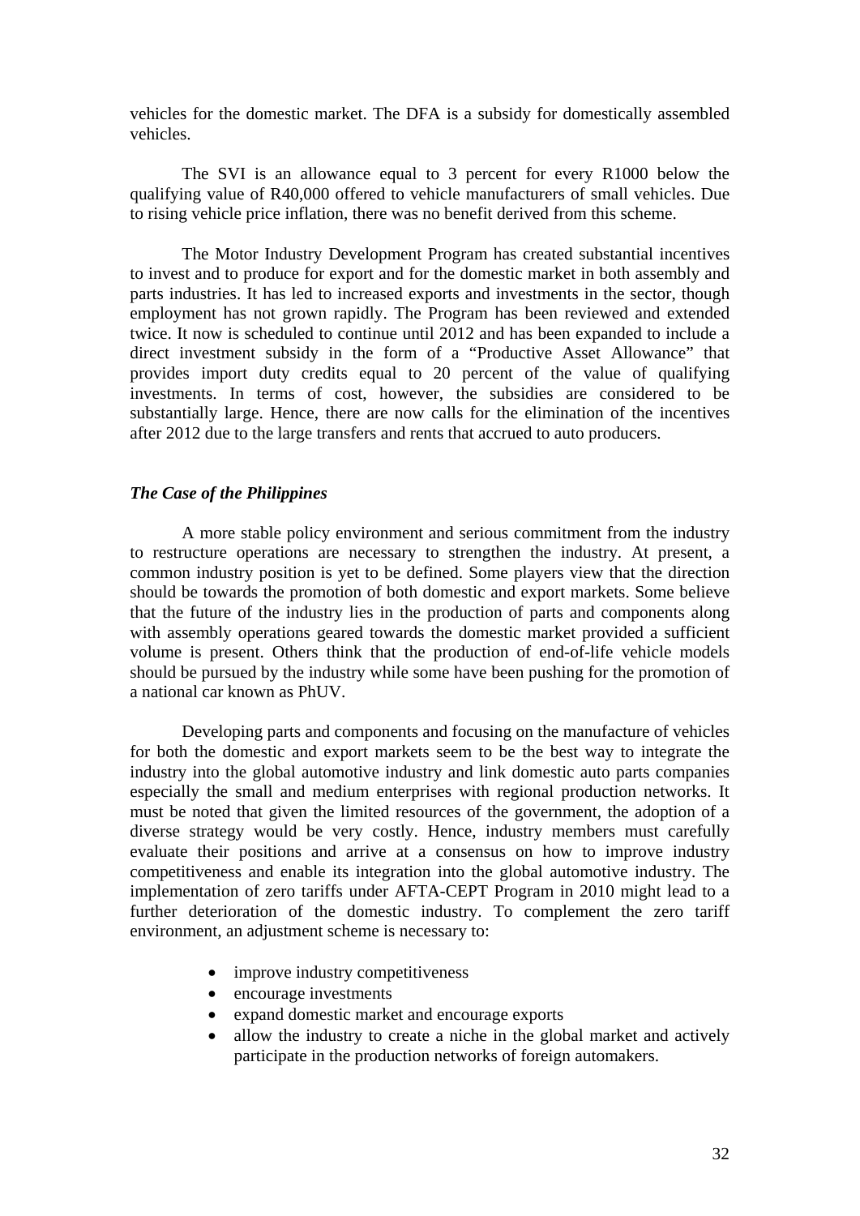vehicles for the domestic market. The DFA is a subsidy for domestically assembled vehicles.

The SVI is an allowance equal to 3 percent for every R1000 below the qualifying value of R40,000 offered to vehicle manufacturers of small vehicles. Due to rising vehicle price inflation, there was no benefit derived from this scheme.

The Motor Industry Development Program has created substantial incentives to invest and to produce for export and for the domestic market in both assembly and parts industries. It has led to increased exports and investments in the sector, though employment has not grown rapidly. The Program has been reviewed and extended twice. It now is scheduled to continue until 2012 and has been expanded to include a direct investment subsidy in the form of a "Productive Asset Allowance" that provides import duty credits equal to 20 percent of the value of qualifying investments. In terms of cost, however, the subsidies are considered to be substantially large. Hence, there are now calls for the elimination of the incentives after 2012 due to the large transfers and rents that accrued to auto producers.

### *The Case of the Philippines*

A more stable policy environment and serious commitment from the industry to restructure operations are necessary to strengthen the industry. At present, a common industry position is yet to be defined. Some players view that the direction should be towards the promotion of both domestic and export markets. Some believe that the future of the industry lies in the production of parts and components along with assembly operations geared towards the domestic market provided a sufficient volume is present. Others think that the production of end-of-life vehicle models should be pursued by the industry while some have been pushing for the promotion of a national car known as PhUV.

Developing parts and components and focusing on the manufacture of vehicles for both the domestic and export markets seem to be the best way to integrate the industry into the global automotive industry and link domestic auto parts companies especially the small and medium enterprises with regional production networks. It must be noted that given the limited resources of the government, the adoption of a diverse strategy would be very costly. Hence, industry members must carefully evaluate their positions and arrive at a consensus on how to improve industry competitiveness and enable its integration into the global automotive industry. The implementation of zero tariffs under AFTA-CEPT Program in 2010 might lead to a further deterioration of the domestic industry. To complement the zero tariff environment, an adjustment scheme is necessary to:

- improve industry competitiveness
- encourage investments
- expand domestic market and encourage exports
- allow the industry to create a niche in the global market and actively participate in the production networks of foreign automakers.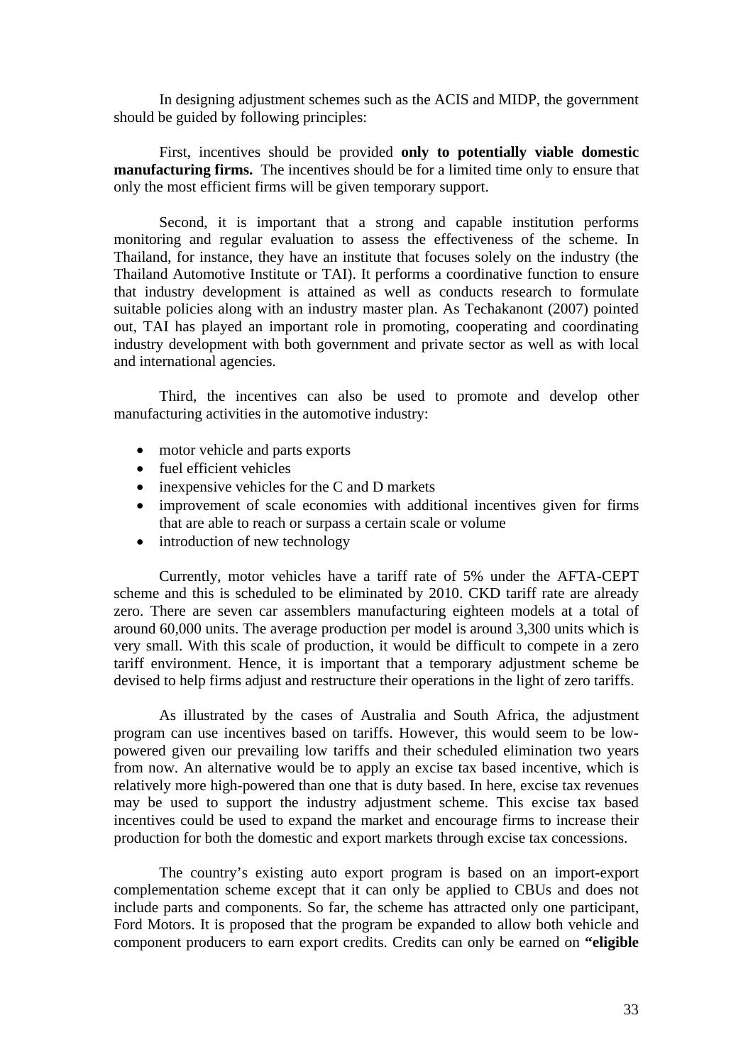In designing adjustment schemes such as the ACIS and MIDP, the government should be guided by following principles:

First, incentives should be provided **only to potentially viable domestic manufacturing firms.** The incentives should be for a limited time only to ensure that only the most efficient firms will be given temporary support.

Second, it is important that a strong and capable institution performs monitoring and regular evaluation to assess the effectiveness of the scheme. In Thailand, for instance, they have an institute that focuses solely on the industry (the Thailand Automotive Institute or TAI). It performs a coordinative function to ensure that industry development is attained as well as conducts research to formulate suitable policies along with an industry master plan. As Techakanont (2007) pointed out, TAI has played an important role in promoting, cooperating and coordinating industry development with both government and private sector as well as with local and international agencies.

Third, the incentives can also be used to promote and develop other manufacturing activities in the automotive industry:

- motor vehicle and parts exports
- fuel efficient vehicles
- inexpensive vehicles for the C and D markets
- improvement of scale economies with additional incentives given for firms that are able to reach or surpass a certain scale or volume
- introduction of new technology

Currently, motor vehicles have a tariff rate of 5% under the AFTA-CEPT scheme and this is scheduled to be eliminated by 2010. CKD tariff rate are already zero. There are seven car assemblers manufacturing eighteen models at a total of around 60,000 units. The average production per model is around 3,300 units which is very small. With this scale of production, it would be difficult to compete in a zero tariff environment. Hence, it is important that a temporary adjustment scheme be devised to help firms adjust and restructure their operations in the light of zero tariffs.

As illustrated by the cases of Australia and South Africa, the adjustment program can use incentives based on tariffs. However, this would seem to be low-powered given our prevailing low tariffs and their scheduled elimination two years from now. An alternative would be to apply an excise tax based incentive, which is relatively more high-powered than one that is duty based. In here, excise tax revenues may be used to support the industry adjustment scheme. This excise tax based incentives could be used to expand the market and encourage firms to increase their production for both the domestic and export markets through excise tax concessions.

The country's existing auto export program is based on an import-export complementation scheme except that it can only be applied to CBUs and does not include parts and components. So far, the scheme has attracted only one participant, Ford Motors. It is proposed that the program be expanded to allow both vehicle and component producers to earn export credits. Credits can only be earned on **"eligible**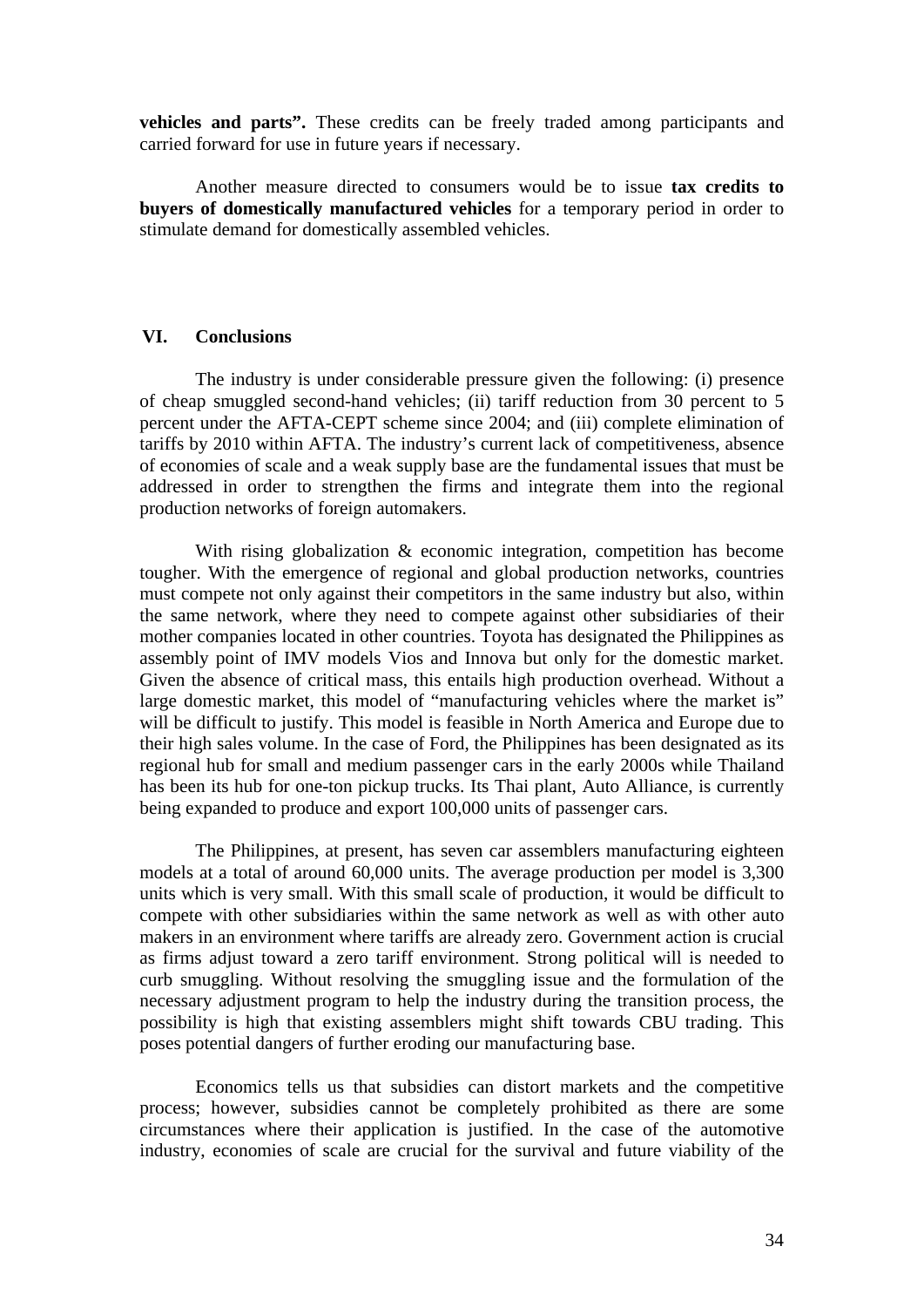**vehicles and parts".** These credits can be freely traded among participants and carried forward for use in future years if necessary.

Another measure directed to consumers would be to issue **tax credits to buyers of domestically manufactured vehicles** for a temporary period in order to stimulate demand for domestically assembled vehicles.

## VI. Conclusions

The industry is under considerable pressure given the following: (i) presence of cheap smuggled second-hand vehicles; (ii) tariff reduction from 30 percent to 5 percent under the AFTA-CEPT scheme since 2004; and (iii) complete elimination of tariffs by 2010 within AFTA. The industry's current lack of competitiveness, absence of economies of scale and a weak supply base are the fundamental issues that must be addressed in order to strengthen the firms and integrate them into the regional production networks of foreign automakers.

With rising globalization & economic integration, competition has become tougher. With the emergence of regional and global production networks, countries must compete not only against their competitors in the same industry but also, within the same network, where they need to compete against other subsidiaries of their mother companies located in other countries. Toyota has designated the Philippines as assembly point of IMV models Vios and Innova but only for the domestic market. Given the absence of critical mass, this entails high production overhead. Without a large domestic market, this model of "manufacturing vehicles where the market is" will be difficult to justify. This model is feasible in North America and Europe due to their high sales volume. In the case of Ford, the Philippines has been designated as its regional hub for small and medium passenger cars in the early 2000s while Thailand has been its hub for one-ton pickup trucks. Its Thai plant, Auto Alliance, is currently being expanded to produce and export 100,000 units of passenger cars.

The Philippines, at present, has seven car assemblers manufacturing eighteen models at a total of around 60,000 units. The average production per model is 3,300 units which is very small. With this small scale of production, it would be difficult to compete with other subsidiaries within the same network as well as with other auto makers in an environment where tariffs are already zero. Government action is crucial as firms adjust toward a zero tariff environment. Strong political will is needed to curb smuggling. Without resolving the smuggling issue and the formulation of the necessary adjustment program to help the industry during the transition process, the possibility is high that existing assemblers might shift towards CBU trading. This poses potential dangers of further eroding our manufacturing base.

Economics tells us that subsidies can distort markets and the competitive process; however, subsidies cannot be completely prohibited as there are some circumstances where their application is justified. In the case of the automotive industry, economies of scale are crucial for the survival and future viability of the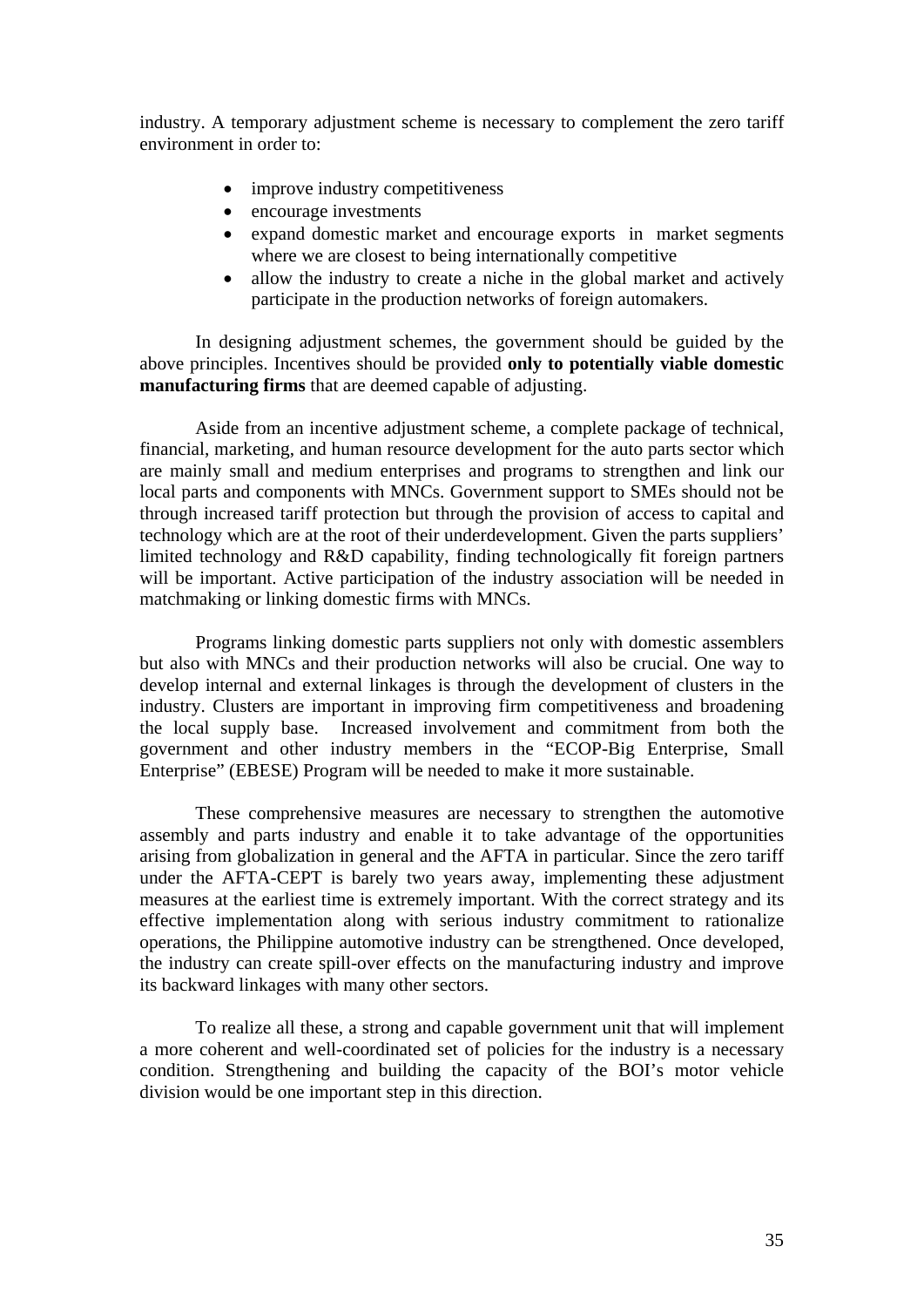industry. A temporary adjustment scheme is necessary to complement the zero tariff environment in order to:

- improve industry competitiveness
- encourage investments
- expand domestic market and encourage exports in market segments where we are closest to being internationally competitive
- allow the industry to create a niche in the global market and actively participate in the production networks of foreign automakers.

In designing adjustment schemes, the government should be guided by the above principles. Incentives should be provided **only to potentially viable domestic manufacturing firms** that are deemed capable of adjusting.

Aside from an incentive adjustment scheme, a complete package of technical, financial, marketing, and human resource development for the auto parts sector which are mainly small and medium enterprises and programs to strengthen and link our local parts and components with MNCs. Government support to SMEs should not be through increased tariff protection but through the provision of access to capital and technology which are at the root of their underdevelopment. Given the parts suppliers' limited technology and R&D capability, finding technologically fit foreign partners will be important. Active participation of the industry association will be needed in matchmaking or linking domestic firms with MNCs.

Programs linking domestic parts suppliers not only with domestic assemblers but also with MNCs and their production networks will also be crucial. One way to develop internal and external linkages is through the development of clusters in the industry. Clusters are important in improving firm competitiveness and broadening the local supply base. Increased involvement and commitment from both the government and other industry members in the "ECOP-Big Enterprise, Small Enterprise" (EBESE) Program will be needed to make it more sustainable.

These comprehensive measures are necessary to strengthen the automotive assembly and parts industry and enable it to take advantage of the opportunities arising from globalization in general and the AFTA in particular. Since the zero tariff under the AFTA-CEPT is barely two years away, implementing these adjustment measures at the earliest time is extremely important. With the correct strategy and its effective implementation along with serious industry commitment to rationalize operations, the Philippine automotive industry can be strengthened. Once developed, the industry can create spill-over effects on the manufacturing industry and improve its backward linkages with many other sectors.

To realize all these, a strong and capable government unit that will implement a more coherent and well-coordinated set of policies for the industry is a necessary condition. Strengthening and building the capacity of the BOI's motor vehicle division would be one important step in this direction.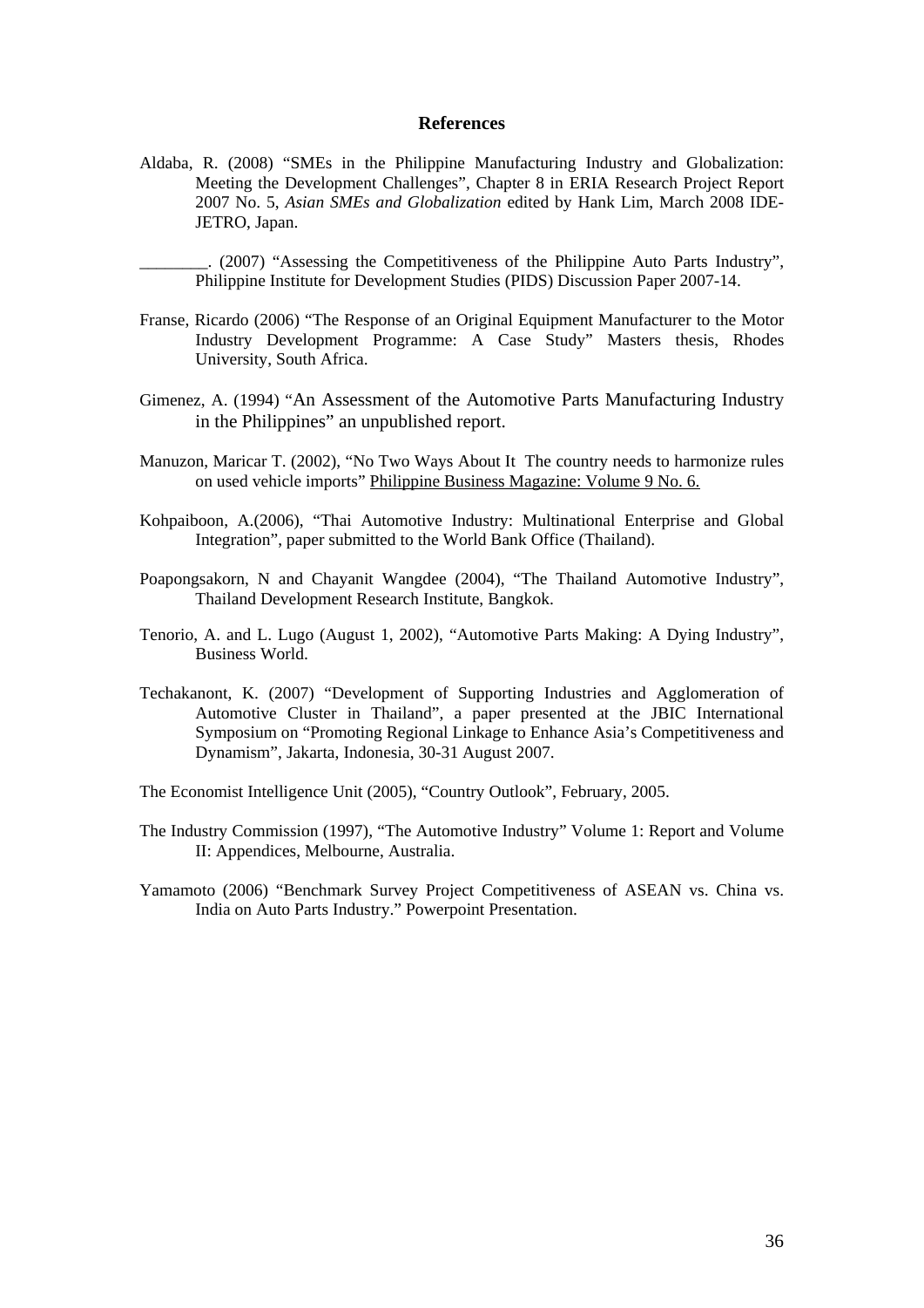## References

Aldaba, R. (2008) "SMEs in the Philippine Manufacturing Industry and Globalization: Meeting the Development Challenges", Chapter 8 in ERIA Research Project Report 2007 No. 5, *Asian SMEs and Globalization* edited by Hank Lim, March 2008 IDE-JETRO, Japan.

________. (2007) "Assessing the Competitiveness of the Philippine Auto Parts Industry", Philippine Institute for Development Studies (PIDS) Discussion Paper 2007-14.

Franse, Ricardo (2006) "The Response of an Original Equipment Manufacturer to the Motor Industry Development Programme: A Case Study" Masters thesis, Rhodes University, South Africa.

Gimenez, A. (1994) "An Assessment of the Automotive Parts Manufacturing Industry in the Philippines" an unpublished report.

Manuzon, Maricar T. (2002), "No Two Ways About It The country needs to harmonize rules on used vehicle imports" Philippine Business Magazine: Volume 9 No. 6.

Kohpaiboon, A.(2006), "Thai Automotive Industry: Multinational Enterprise and Global Integration", paper submitted to the World Bank Office (Thailand).

Poapongsakorn, N and Chayanit Wangdee (2004), "The Thailand Automotive Industry", Thailand Development Research Institute, Bangkok.

Tenorio, A. and L. Lugo (August 1, 2002), "Automotive Parts Making: A Dying Industry", Business World.

Techakanont, K. (2007) "Development of Supporting Industries and Agglomeration of Automotive Cluster in Thailand", a paper presented at the JBIC International Symposium on "Promoting Regional Linkage to Enhance Asia's Competitiveness and Dynamism", Jakarta, Indonesia, 30-31 August 2007.

The Economist Intelligence Unit (2005), "Country Outlook", February, 2005.

The Industry Commission (1997), "The Automotive Industry" Volume 1: Report and Volume II: Appendices, Melbourne, Australia.

Yamamoto (2006) "Benchmark Survey Project Competitiveness of ASEAN vs. China vs. India on Auto Parts Industry." Powerpoint Presentation.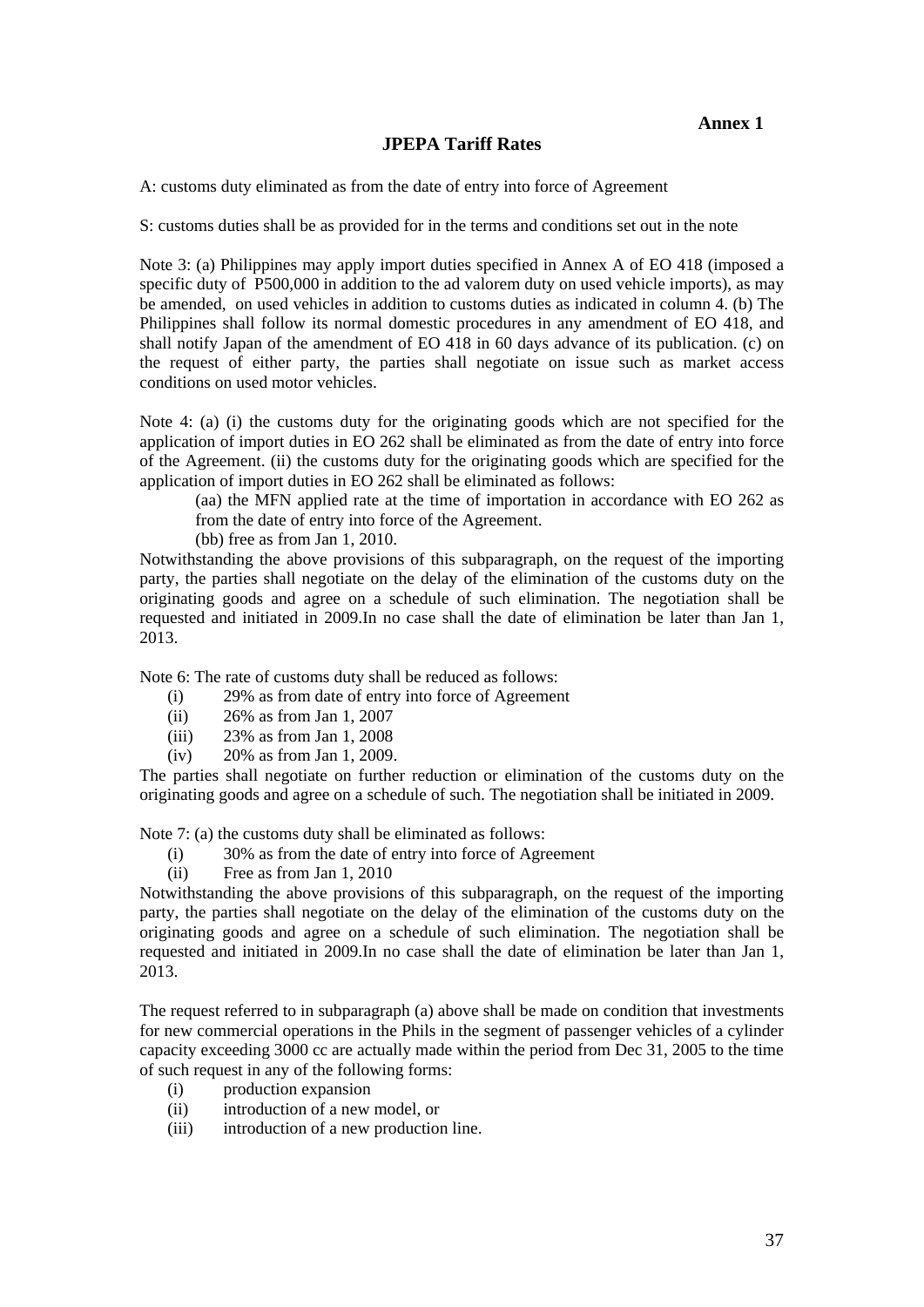**Annex 1**

## JPEPA Tariff Rates

A: customs duty eliminated as from the date of entry into force of Agreement

S: customs duties shall be as provided for in the terms and conditions set out in the note

Note 3: (a) Philippines may apply import duties specified in Annex A of EO 418 (imposed a specific duty of P500,000 in addition to the ad valorem duty on used vehicle imports), as may be amended, on used vehicles in addition to customs duties as indicated in column 4. (b) The Philippines shall follow its normal domestic procedures in any amendment of EO 418, and shall notify Japan of the amendment of EO 418 in 60 days advance of its publication. (c) on the request of either party, the parties shall negotiate on issue such as market access conditions on used motor vehicles.

Note 4: (a) (i) the customs duty for the originating goods which are not specified for the application of import duties in EO 262 shall be eliminated as from the date of entry into force of the Agreement. (ii) the customs duty for the originating goods which are specified for the application of import duties in EO 262 shall be eliminated as follows:

(aa) the MFN applied rate at the time of importation in accordance with EO 262 as from the date of entry into force of the Agreement.

(bb) free as from Jan 1, 2010.

Notwithstanding the above provisions of this subparagraph, on the request of the importing party, the parties shall negotiate on the delay of the elimination of the customs duty on the originating goods and agree on a schedule of such elimination. The negotiation shall be requested and initiated in 2009.In no case shall the date of elimination be later than Jan 1, 2013.

Note 6: The rate of customs duty shall be reduced as follows:

- (i) 29% as from date of entry into force of Agreement
- (ii) 26% as from Jan 1, 2007
- (iii) 23% as from Jan 1, 2008
- (iv) 20% as from Jan 1, 2009.

The parties shall negotiate on further reduction or elimination of the customs duty on the originating goods and agree on a schedule of such. The negotiation shall be initiated in 2009.

Note 7: (a) the customs duty shall be eliminated as follows:

- (i) 30% as from the date of entry into force of Agreement
- (ii) Free as from Jan 1, 2010

Notwithstanding the above provisions of this subparagraph, on the request of the importing party, the parties shall negotiate on the delay of the elimination of the customs duty on the originating goods and agree on a schedule of such elimination. The negotiation shall be requested and initiated in 2009.In no case shall the date of elimination be later than Jan 1, 2013.

The request referred to in subparagraph (a) above shall be made on condition that investments for new commercial operations in the Phils in the segment of passenger vehicles of a cylinder capacity exceeding 3000 cc are actually made within the period from Dec 31, 2005 to the time of such request in any of the following forms:

- (i) production expansion
- (ii) introduction of a new model, or
- (iii) introduction of a new production line.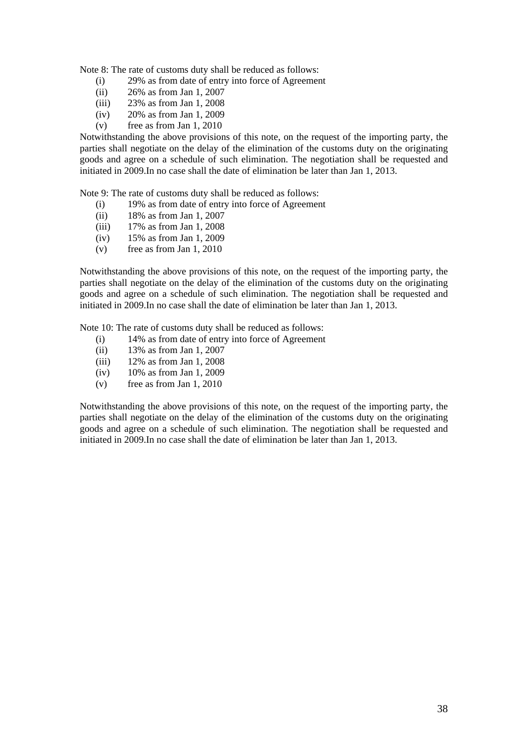Note 8: The rate of customs duty shall be reduced as follows:

- (i) 29% as from date of entry into force of Agreement
- (ii) 26% as from Jan 1, 2007
- (iii) 23% as from Jan 1, 2008
- (iv) 20% as from Jan 1, 2009
- (v) free as from Jan 1, 2010

Notwithstanding the above provisions of this note, on the request of the importing party, the parties shall negotiate on the delay of the elimination of the customs duty on the originating goods and agree on a schedule of such elimination. The negotiation shall be requested and initiated in 2009.In no case shall the date of elimination be later than Jan 1, 2013.

Note 9: The rate of customs duty shall be reduced as follows:

- (i) 19% as from date of entry into force of Agreement
- (ii) 18% as from Jan 1, 2007
- (iii) 17% as from Jan 1, 2008
- (iv) 15% as from Jan 1, 2009
- (v) free as from Jan 1, 2010

Notwithstanding the above provisions of this note, on the request of the importing party, the parties shall negotiate on the delay of the elimination of the customs duty on the originating goods and agree on a schedule of such elimination. The negotiation shall be requested and initiated in 2009.In no case shall the date of elimination be later than Jan 1, 2013.

Note 10: The rate of customs duty shall be reduced as follows:

- (i) 14% as from date of entry into force of Agreement
- (ii) 13% as from Jan 1, 2007
- (iii) 12% as from Jan 1, 2008
- (iv) 10% as from Jan 1, 2009
- (v) free as from Jan 1, 2010

Notwithstanding the above provisions of this note, on the request of the importing party, the parties shall negotiate on the delay of the elimination of the customs duty on the originating goods and agree on a schedule of such elimination. The negotiation shall be requested and initiated in 2009.In no case shall the date of elimination be later than Jan 1, 2013.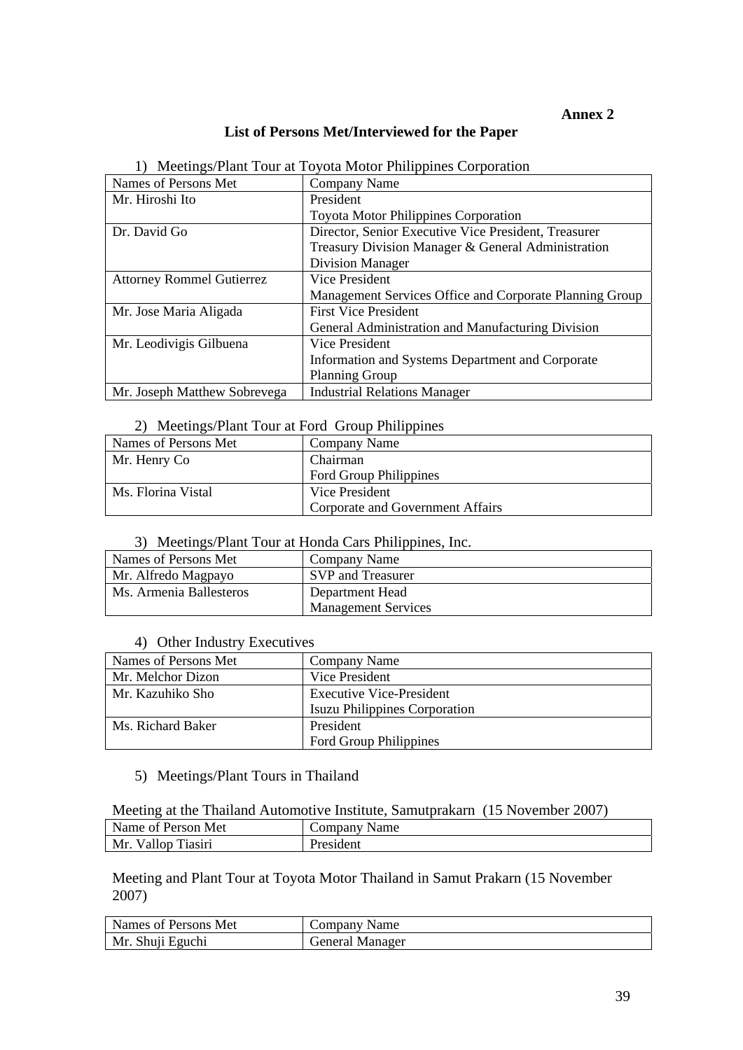**Annex 2**

## List of Persons Met/Interviewed for the Paper

1) Meetings/Plant Tour at Toyota Motor Philippines Corporation

| Names of Persons Met | Company Name |
|---|---|
| Mr. Hiroshi Ito | President<br>Toyota Motor Philippines Corporation |
| Dr. David Go | Director, Senior Executive Vice President, Treasurer<br>Treasury Division Manager & General Administration Division Manager |
| Attorney Rommel Gutierrez | Vice President<br>Management Services Office and Corporate Planning Group |
| Mr. Jose Maria Aligada | First Vice President<br>General Administration and Manufacturing Division |
| Mr. Leodivigis Gilbuena | Vice President<br>Information and Systems Department and Corporate Planning Group |
| Mr. Joseph Matthew Sobrevega | Industrial Relations Manager |

2) Meetings/Plant Tour at Ford Group Philippines

| Names of Persons Met | Company Name |
|---|---|
| Mr. Henry Co | Chairman<br>Ford Group Philippines |
| Ms. Florina Vistal | Vice President<br>Corporate and Government Affairs |

3) Meetings/Plant Tour at Honda Cars Philippines, Inc.

| Names of Persons Met | Company Name |
|---|---|
| Mr. Alfredo Magpayo | SVP and Treasurer |
| Ms. Armenia Ballesteros | Department Head<br>Management Services |

4) Other Industry Executives

| Names of Persons Met | Company Name |
|---|---|
| Mr. Melchor Dizon | Vice President |
| Mr. Kazuhiko Sho | Executive Vice-President<br>Isuzu Philippines Corporation |
| Ms. Richard Baker | President<br>Ford Group Philippines |

5) Meetings/Plant Tours in Thailand

Meeting at the Thailand Automotive Institute, Samutprakarn (15 November 2007)

| Name of Person Met | Company Name |
|---|---|
| Mr. Vallop Tiasiri | President |

Meeting and Plant Tour at Toyota Motor Thailand in Samut Prakarn (15 November 2007)

| Names of Persons Met | Company Name |
|---|---|
| Mr. Shuji Eguchi | General Manager |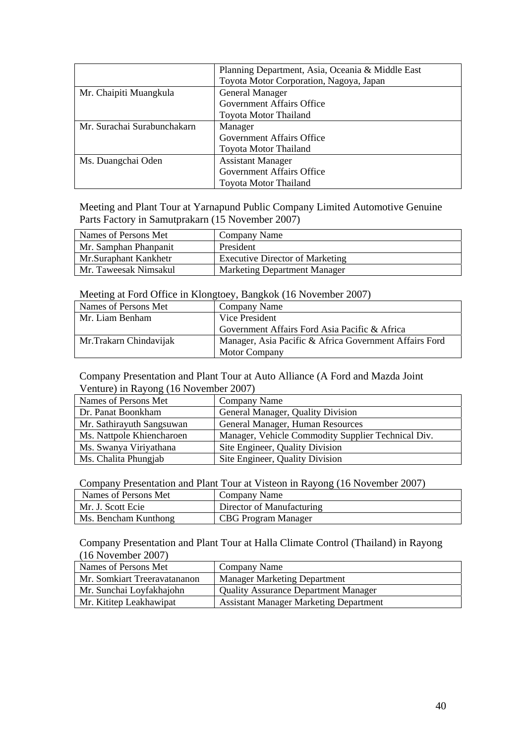| | |
|---|---|
| | Planning Department, Asia, Oceania & Middle East<br>Toyota Motor Corporation, Nagoya, Japan |
| Mr. Chaipiti Muangkula | General Manager<br>Government Affairs Office<br>Toyota Motor Thailand |
| Mr. Surachai Surabunchakarn | Manager<br>Government Affairs Office<br>Toyota Motor Thailand |
| Ms. Duangchai Oden | Assistant Manager<br>Government Affairs Office<br>Toyota Motor Thailand |

Meeting and Plant Tour at Yarnapund Public Company Limited Automotive Genuine Parts Factory in Samutprakarn (15 November 2007)

| Names of Persons Met | Company Name |
|---|---|
| Mr. Samphan Phanpanit | President |
| Mr.Suraphant Kankhetr | Executive Director of Marketing |
| Mr. Taweesak Nimsakul | Marketing Department Manager |

Meeting at Ford Office in Klongtoey, Bangkok (16 November 2007)

| Names of Persons Met | Company Name |
|---|---|
| Mr. Liam Benham | Vice President<br>Government Affairs Ford Asia Pacific & Africa |
| Mr.Trakarn Chindavijak | Manager, Asia Pacific & Africa Government Affairs Ford Motor Company |

Company Presentation and Plant Tour at Auto Alliance (A Ford and Mazda Joint Venture) in Rayong (16 November 2007)

| Names of Persons Met | Company Name |
|---|---|
| Dr. Panat Boonkham | General Manager, Quality Division |
| Mr. Sathirayuth Sangsuwan | General Manager, Human Resources |
| Ms. Nattpole Khiencharoen | Manager, Vehicle Commodity Supplier Technical Div. |
| Ms. Swanya Viriyathana | Site Engineer, Quality Division |
| Ms. Chalita Phungjab | Site Engineer, Quality Division |

Company Presentation and Plant Tour at Visteon in Rayong (16 November 2007)

| Names of Persons Met | Company Name |
|---|---|
| Mr. J. Scott Ecie | Director of Manufacturing |
| Ms. Bencham Kunthong | CBG Program Manager |

Company Presentation and Plant Tour at Halla Climate Control (Thailand) in Rayong (16 November 2007)

| Names of Persons Met | Company Name |
|---|---|
| Mr. Somkiart Treeravatananon | Manager Marketing Department |
| Mr. Sunchai Loyfakhajohn | Quality Assurance Department Manager |
| Mr. Kititep Leakhawipat | Assistant Manager Marketing Department |